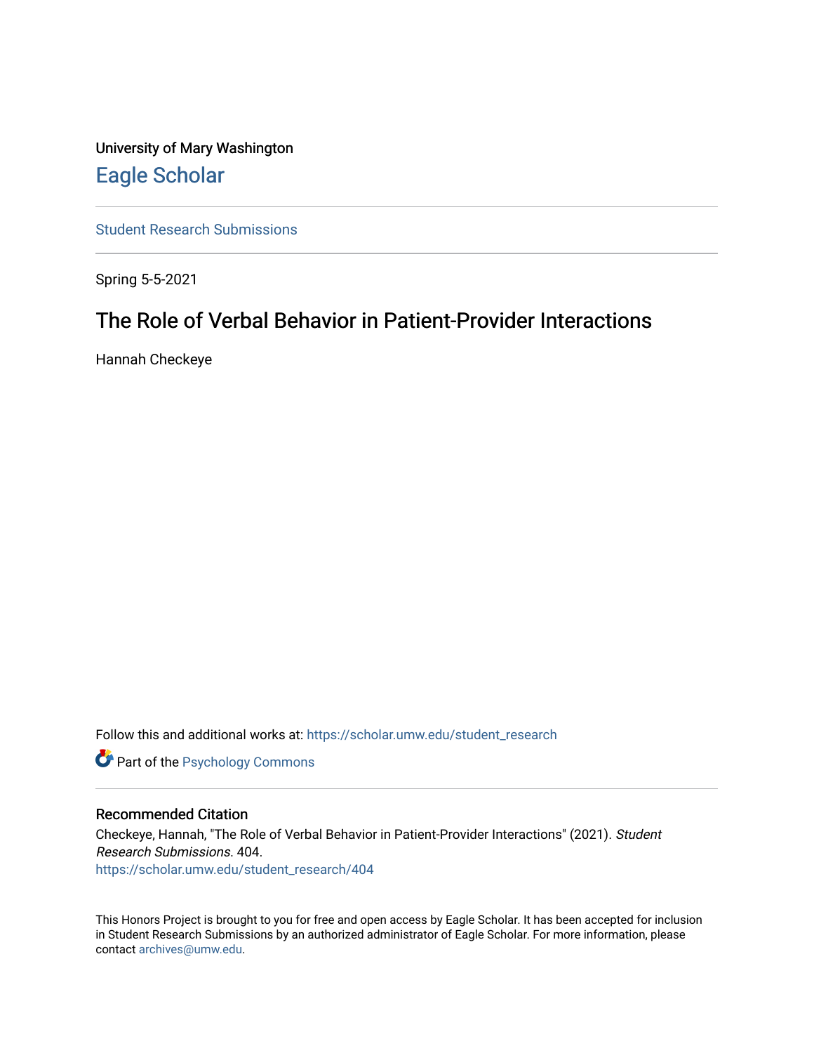University of Mary Washington

# Eagle Scholar

Student Research Submissions

Spring 5-5-2021

## The Role of Verbal Behavior in Patient-Provider Interactions

Hannah Checkeye

Follow this and additional works at: https://scholar.umw.edu/student_research

Part of the Psychology Commons

### Recommended Citation

Checkeye, Hannah, "The Role of Verbal Behavior in Patient-Provider Interactions" (2021). *Student Research Submissions*. 404.
https://scholar.umw.edu/student_research/404

This Honors Project is brought to you for free and open access by Eagle Scholar. It has been accepted for inclusion in Student Research Submissions by an authorized administrator of Eagle Scholar. For more information, please contact archives@umw.edu.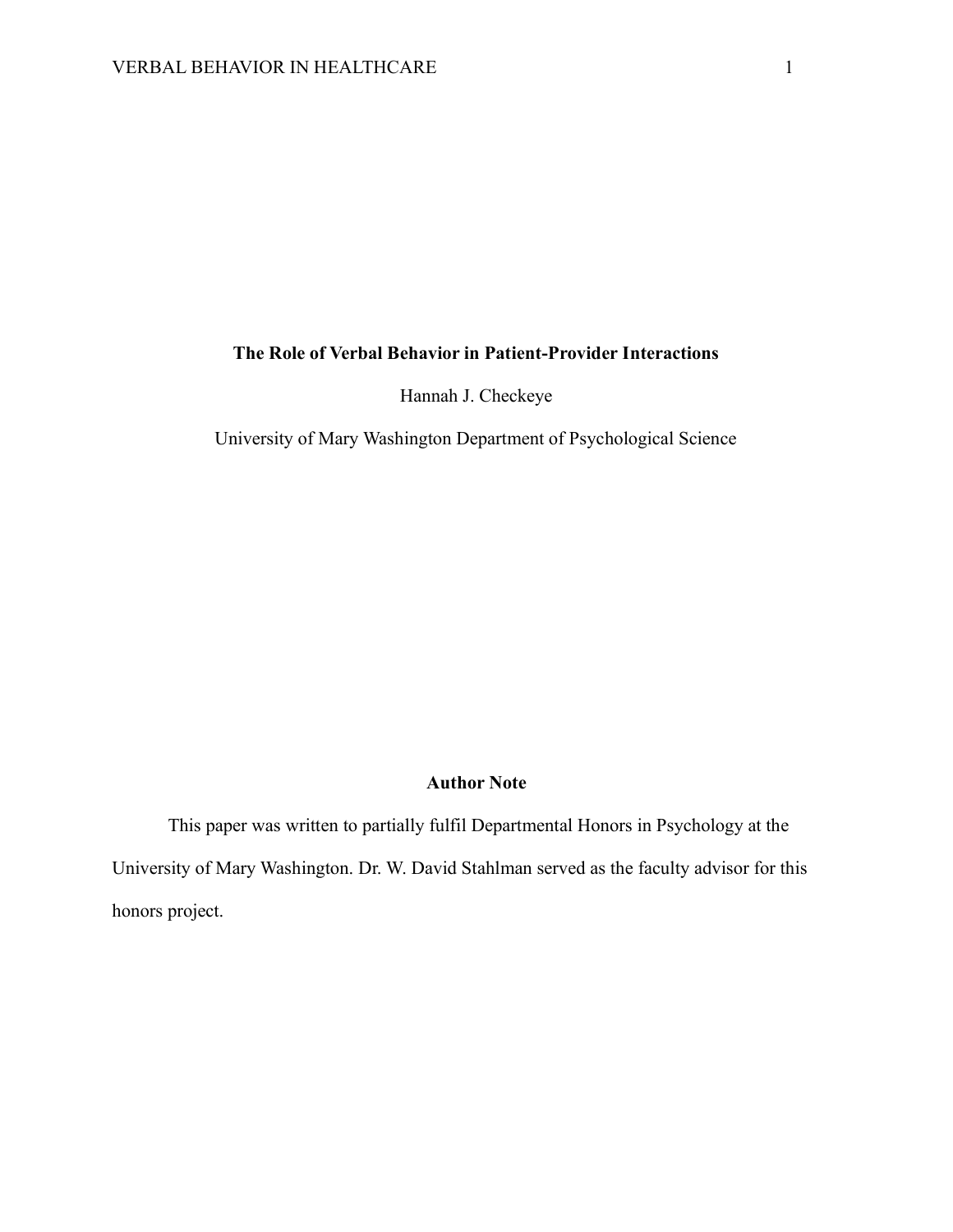# The Role of Verbal Behavior in Patient-Provider Interactions

Hannah J. Checkeye

University of Mary Washington Department of Psychological Science

## Author Note

This paper was written to partially fulfil Departmental Honors in Psychology at the University of Mary Washington. Dr. W. David Stahlman served as the faculty advisor for this honors project.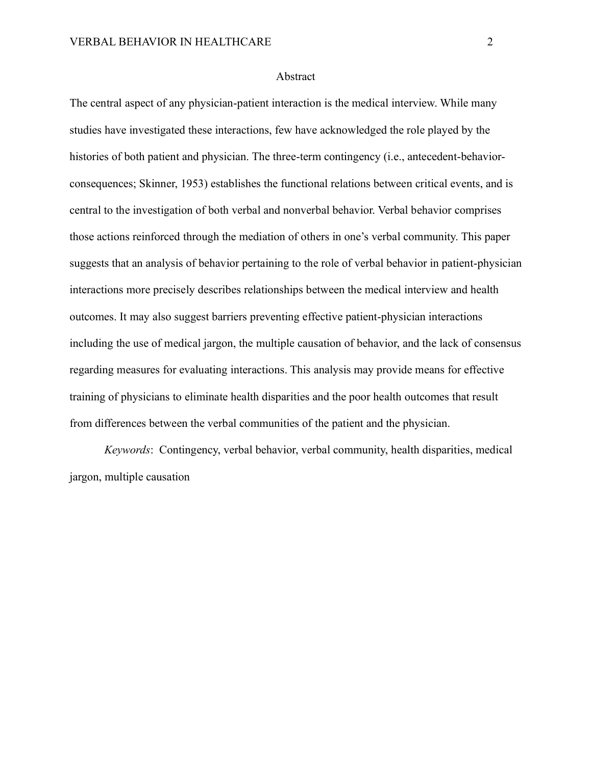# Abstract

The central aspect of any physician-patient interaction is the medical interview. While many studies have investigated these interactions, few have acknowledged the role played by the histories of both patient and physician. The three-term contingency (i.e., antecedent-behavior-consequences; Skinner, 1953) establishes the functional relations between critical events, and is central to the investigation of both verbal and nonverbal behavior. Verbal behavior comprises those actions reinforced through the mediation of others in one's verbal community. This paper suggests that an analysis of behavior pertaining to the role of verbal behavior in patient-physician interactions more precisely describes relationships between the medical interview and health outcomes. It may also suggest barriers preventing effective patient-physician interactions including the use of medical jargon, the multiple causation of behavior, and the lack of consensus regarding measures for evaluating interactions. This analysis may provide means for effective training of physicians to eliminate health disparities and the poor health outcomes that result from differences between the verbal communities of the patient and the physician.

*Keywords*: Contingency, verbal behavior, verbal community, health disparities, medical jargon, multiple causation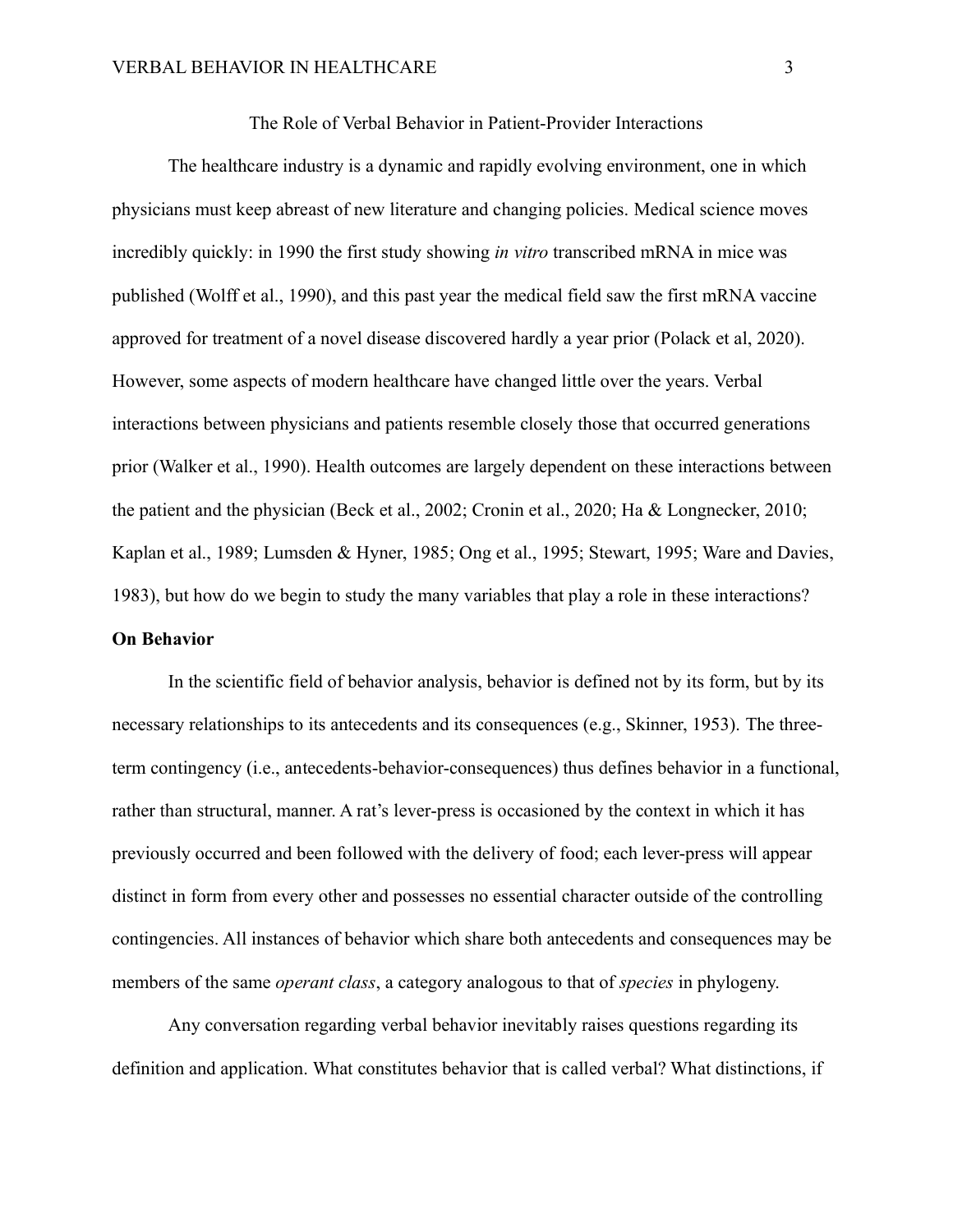The Role of Verbal Behavior in Patient-Provider Interactions

The healthcare industry is a dynamic and rapidly evolving environment, one in which physicians must keep abreast of new literature and changing policies. Medical science moves incredibly quickly: in 1990 the first study showing *in vitro* transcribed mRNA in mice was published (Wolff et al., 1990), and this past year the medical field saw the first mRNA vaccine approved for treatment of a novel disease discovered hardly a year prior (Polack et al, 2020). However, some aspects of modern healthcare have changed little over the years. Verbal interactions between physicians and patients resemble closely those that occurred generations prior (Walker et al., 1990). Health outcomes are largely dependent on these interactions between the patient and the physician (Beck et al., 2002; Cronin et al., 2020; Ha & Longnecker, 2010; Kaplan et al., 1989; Lumsden & Hyner, 1985; Ong et al., 1995; Stewart, 1995; Ware and Davies, 1983), but how do we begin to study the many variables that play a role in these interactions?

**On Behavior**

In the scientific field of behavior analysis, behavior is defined not by its form, but by its necessary relationships to its antecedents and its consequences (e.g., Skinner, 1953). The three-term contingency (i.e., antecedents-behavior-consequences) thus defines behavior in a functional, rather than structural, manner. A rat's lever-press is occasioned by the context in which it has previously occurred and been followed with the delivery of food; each lever-press will appear distinct in form from every other and possesses no essential character outside of the controlling contingencies. All instances of behavior which share both antecedents and consequences may be members of the same *operant class*, a category analogous to that of *species* in phylogeny.

Any conversation regarding verbal behavior inevitably raises questions regarding its definition and application. What constitutes behavior that is called verbal? What distinctions, if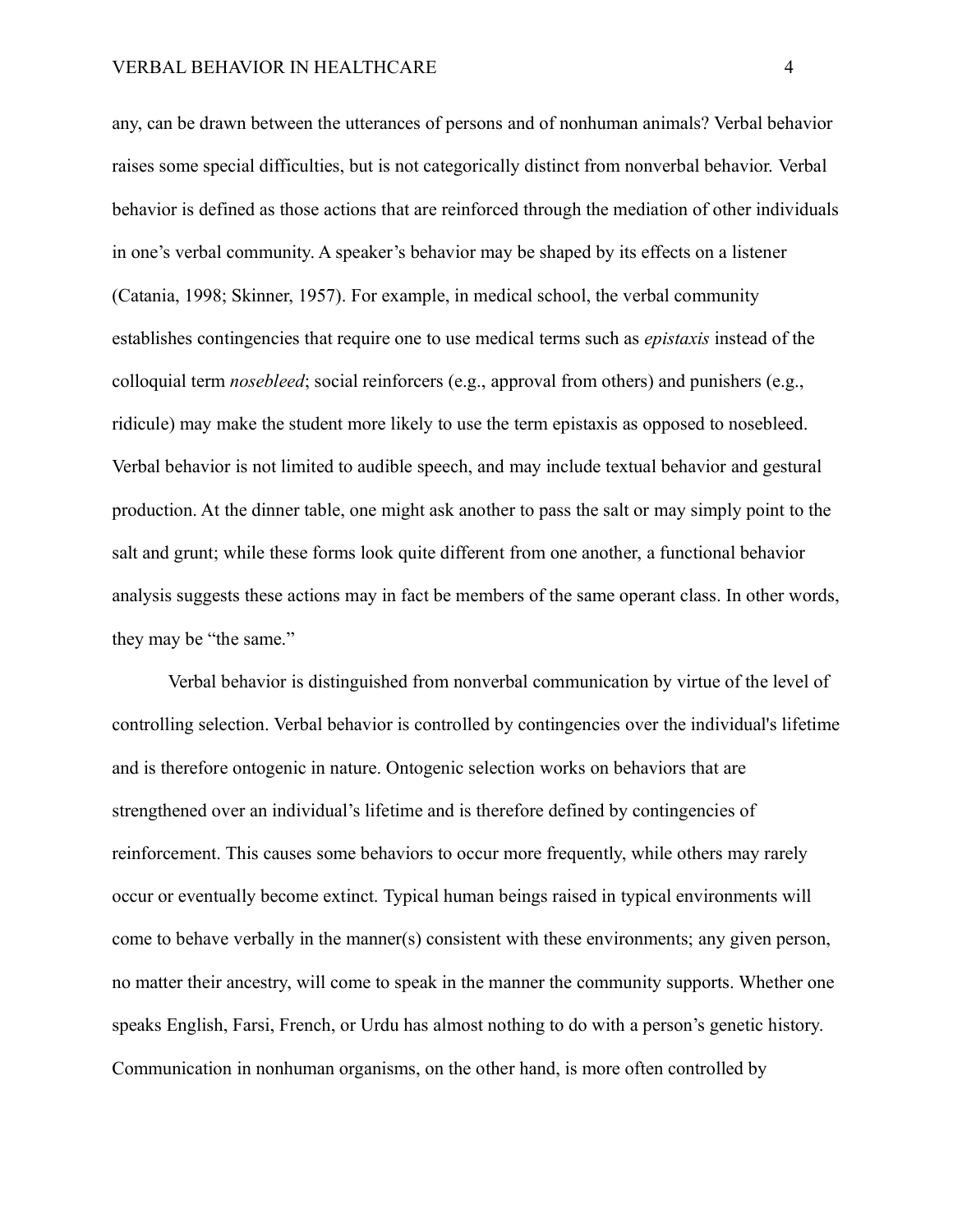any, can be drawn between the utterances of persons and of nonhuman animals? Verbal behavior raises some special difficulties, but is not categorically distinct from nonverbal behavior. Verbal behavior is defined as those actions that are reinforced through the mediation of other individuals in one's verbal community. A speaker's behavior may be shaped by its effects on a listener (Catania, 1998; Skinner, 1957). For example, in medical school, the verbal community establishes contingencies that require one to use medical terms such as *epistaxis* instead of the colloquial term *nosebleed*; social reinforcers (e.g., approval from others) and punishers (e.g., ridicule) may make the student more likely to use the term epistaxis as opposed to nosebleed. Verbal behavior is not limited to audible speech, and may include textual behavior and gestural production. At the dinner table, one might ask another to pass the salt or may simply point to the salt and grunt; while these forms look quite different from one another, a functional behavior analysis suggests these actions may in fact be members of the same operant class. In other words, they may be "the same."

Verbal behavior is distinguished from nonverbal communication by virtue of the level of controlling selection. Verbal behavior is controlled by contingencies over the individual's lifetime and is therefore ontogenic in nature. Ontogenic selection works on behaviors that are strengthened over an individual's lifetime and is therefore defined by contingencies of reinforcement. This causes some behaviors to occur more frequently, while others may rarely occur or eventually become extinct. Typical human beings raised in typical environments will come to behave verbally in the manner(s) consistent with these environments; any given person, no matter their ancestry, will come to speak in the manner the community supports. Whether one speaks English, Farsi, French, or Urdu has almost nothing to do with a person's genetic history. Communication in nonhuman organisms, on the other hand, is more often controlled by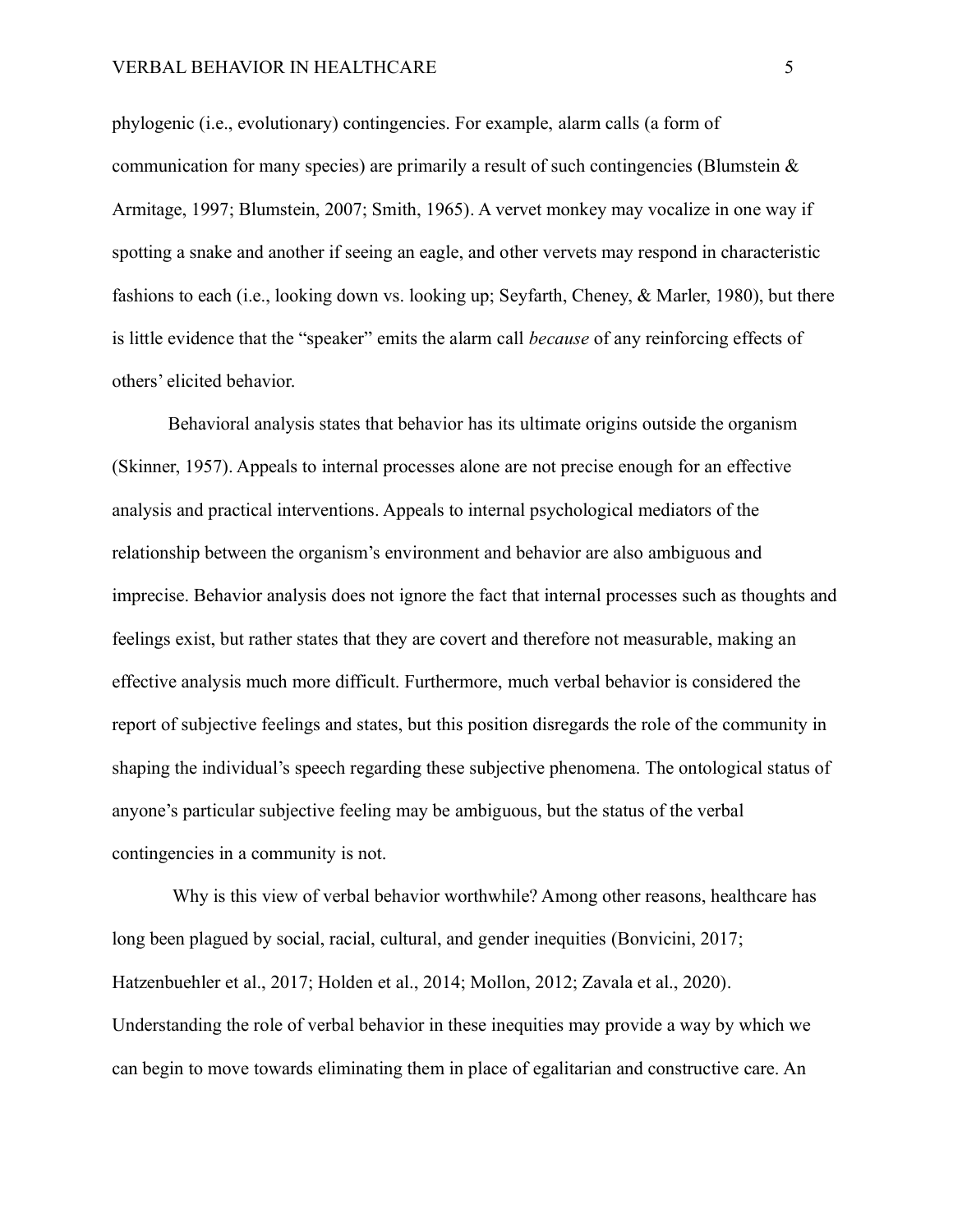phylogenic (i.e., evolutionary) contingencies. For example, alarm calls (a form of communication for many species) are primarily a result of such contingencies (Blumstein & Armitage, 1997; Blumstein, 2007; Smith, 1965). A vervet monkey may vocalize in one way if spotting a snake and another if seeing an eagle, and other vervets may respond in characteristic fashions to each (i.e., looking down vs. looking up; Seyfarth, Cheney, & Marler, 1980), but there is little evidence that the "speaker" emits the alarm call *because* of any reinforcing effects of others' elicited behavior.

Behavioral analysis states that behavior has its ultimate origins outside the organism (Skinner, 1957). Appeals to internal processes alone are not precise enough for an effective analysis and practical interventions. Appeals to internal psychological mediators of the relationship between the organism's environment and behavior are also ambiguous and imprecise. Behavior analysis does not ignore the fact that internal processes such as thoughts and feelings exist, but rather states that they are covert and therefore not measurable, making an effective analysis much more difficult. Furthermore, much verbal behavior is considered the report of subjective feelings and states, but this position disregards the role of the community in shaping the individual's speech regarding these subjective phenomena. The ontological status of anyone's particular subjective feeling may be ambiguous, but the status of the verbal contingencies in a community is not.

Why is this view of verbal behavior worthwhile? Among other reasons, healthcare has long been plagued by social, racial, cultural, and gender inequities (Bonvicini, 2017; Hatzenbuehler et al., 2017; Holden et al., 2014; Mollon, 2012; Zavala et al., 2020). Understanding the role of verbal behavior in these inequities may provide a way by which we can begin to move towards eliminating them in place of egalitarian and constructive care. An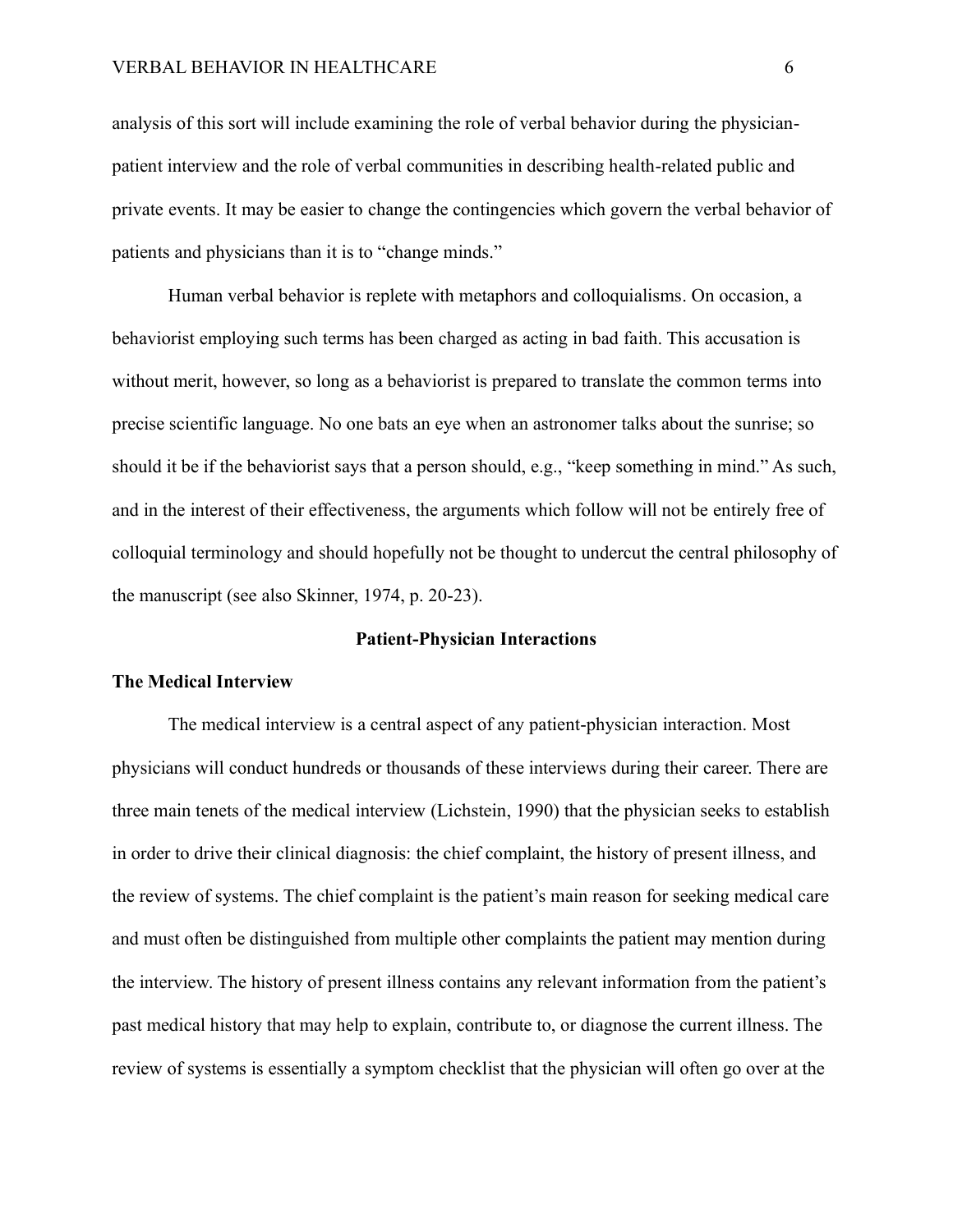analysis of this sort will include examining the role of verbal behavior during the physician-patient interview and the role of verbal communities in describing health-related public and private events. It may be easier to change the contingencies which govern the verbal behavior of patients and physicians than it is to "change minds."

Human verbal behavior is replete with metaphors and colloquialisms. On occasion, a behaviorist employing such terms has been charged as acting in bad faith. This accusation is without merit, however, so long as a behaviorist is prepared to translate the common terms into precise scientific language. No one bats an eye when an astronomer talks about the sunrise; so should it be if the behaviorist says that a person should, e.g., "keep something in mind." As such, and in the interest of their effectiveness, the arguments which follow will not be entirely free of colloquial terminology and should hopefully not be thought to undercut the central philosophy of the manuscript (see also Skinner, 1974, p. 20-23).

## Patient-Physician Interactions

### The Medical Interview

The medical interview is a central aspect of any patient-physician interaction. Most physicians will conduct hundreds or thousands of these interviews during their career. There are three main tenets of the medical interview (Lichstein, 1990) that the physician seeks to establish in order to drive their clinical diagnosis: the chief complaint, the history of present illness, and the review of systems. The chief complaint is the patient's main reason for seeking medical care and must often be distinguished from multiple other complaints the patient may mention during the interview. The history of present illness contains any relevant information from the patient's past medical history that may help to explain, contribute to, or diagnose the current illness. The review of systems is essentially a symptom checklist that the physician will often go over at the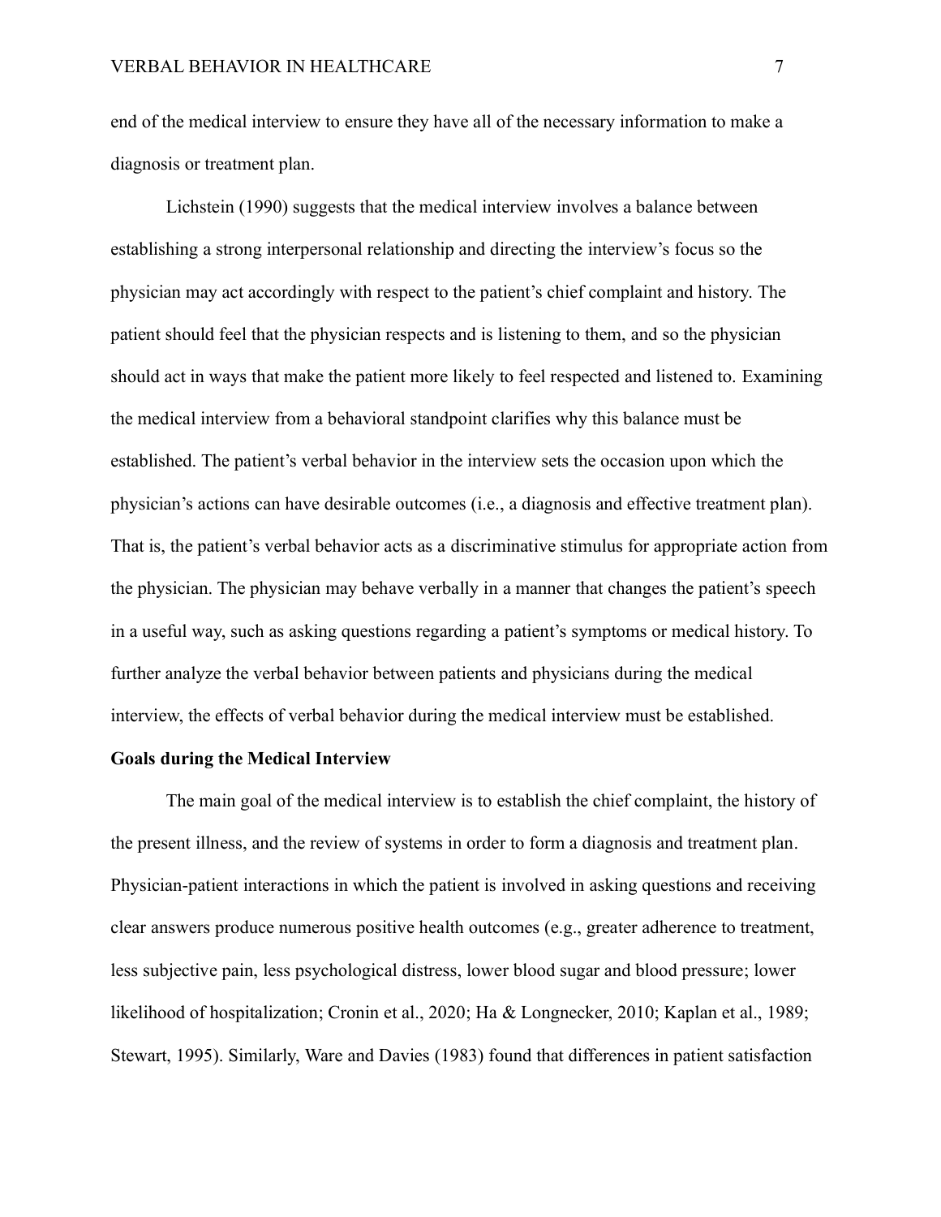end of the medical interview to ensure they have all of the necessary information to make a diagnosis or treatment plan.

Lichstein (1990) suggests that the medical interview involves a balance between establishing a strong interpersonal relationship and directing the interview's focus so the physician may act accordingly with respect to the patient's chief complaint and history. The patient should feel that the physician respects and is listening to them, and so the physician should act in ways that make the patient more likely to feel respected and listened to. Examining the medical interview from a behavioral standpoint clarifies why this balance must be established. The patient's verbal behavior in the interview sets the occasion upon which the physician's actions can have desirable outcomes (i.e., a diagnosis and effective treatment plan). That is, the patient's verbal behavior acts as a discriminative stimulus for appropriate action from the physician. The physician may behave verbally in a manner that changes the patient's speech in a useful way, such as asking questions regarding a patient's symptoms or medical history. To further analyze the verbal behavior between patients and physicians during the medical interview, the effects of verbal behavior during the medical interview must be established.

## Goals during the Medical Interview

The main goal of the medical interview is to establish the chief complaint, the history of the present illness, and the review of systems in order to form a diagnosis and treatment plan. Physician-patient interactions in which the patient is involved in asking questions and receiving clear answers produce numerous positive health outcomes (e.g., greater adherence to treatment, less subjective pain, less psychological distress, lower blood sugar and blood pressure; lower likelihood of hospitalization; Cronin et al., 2020; Ha & Longnecker, 2010; Kaplan et al., 1989; Stewart, 1995). Similarly, Ware and Davies (1983) found that differences in patient satisfaction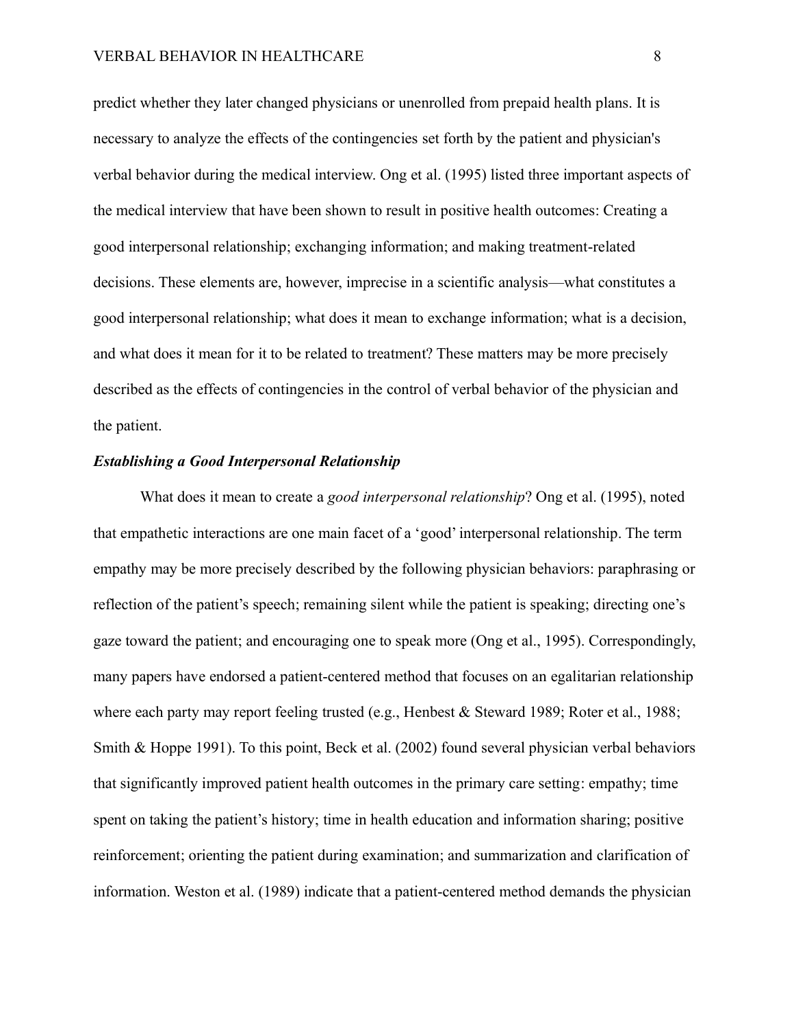predict whether they later changed physicians or unenrolled from prepaid health plans. It is necessary to analyze the effects of the contingencies set forth by the patient and physician's verbal behavior during the medical interview. Ong et al. (1995) listed three important aspects of the medical interview that have been shown to result in positive health outcomes: Creating a good interpersonal relationship; exchanging information; and making treatment-related decisions. These elements are, however, imprecise in a scientific analysis—what constitutes a good interpersonal relationship; what does it mean to exchange information; what is a decision, and what does it mean for it to be related to treatment? These matters may be more precisely described as the effects of contingencies in the control of verbal behavior of the physician and the patient.

### *Establishing a Good Interpersonal Relationship*

What does it mean to create a *good interpersonal relationship*? Ong et al. (1995), noted that empathetic interactions are one main facet of a 'good' interpersonal relationship. The term empathy may be more precisely described by the following physician behaviors: paraphrasing or reflection of the patient's speech; remaining silent while the patient is speaking; directing one's gaze toward the patient; and encouraging one to speak more (Ong et al., 1995). Correspondingly, many papers have endorsed a patient-centered method that focuses on an egalitarian relationship where each party may report feeling trusted (e.g., Henbest & Steward 1989; Roter et al., 1988; Smith & Hoppe 1991). To this point, Beck et al. (2002) found several physician verbal behaviors that significantly improved patient health outcomes in the primary care setting: empathy; time spent on taking the patient's history; time in health education and information sharing; positive reinforcement; orienting the patient during examination; and summarization and clarification of information. Weston et al. (1989) indicate that a patient-centered method demands the physician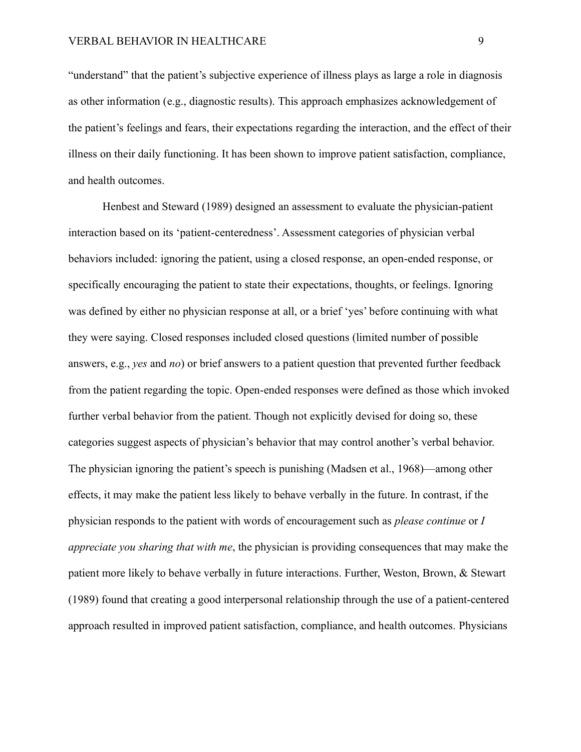“understand” that the patient’s subjective experience of illness plays as large a role in diagnosis as other information (e.g., diagnostic results). This approach emphasizes acknowledgement of the patient’s feelings and fears, their expectations regarding the interaction, and the effect of their illness on their daily functioning. It has been shown to improve patient satisfaction, compliance, and health outcomes.

Henbest and Steward (1989) designed an assessment to evaluate the physician-patient interaction based on its ‘patient-centeredness’. Assessment categories of physician verbal behaviors included: ignoring the patient, using a closed response, an open-ended response, or specifically encouraging the patient to state their expectations, thoughts, or feelings. Ignoring was defined by either no physician response at all, or a brief ‘yes’ before continuing with what they were saying. Closed responses included closed questions (limited number of possible answers, e.g., *yes* and *no*) or brief answers to a patient question that prevented further feedback from the patient regarding the topic. Open-ended responses were defined as those which invoked further verbal behavior from the patient. Though not explicitly devised for doing so, these categories suggest aspects of physician’s behavior that may control another’s verbal behavior. The physician ignoring the patient’s speech is punishing (Madsen et al., 1968)—among other effects, it may make the patient less likely to behave verbally in the future. In contrast, if the physician responds to the patient with words of encouragement such as *please continue* or *I appreciate you sharing that with me*, the physician is providing consequences that may make the patient more likely to behave verbally in future interactions. Further, Weston, Brown, & Stewart (1989) found that creating a good interpersonal relationship through the use of a patient-centered approach resulted in improved patient satisfaction, compliance, and health outcomes. Physicians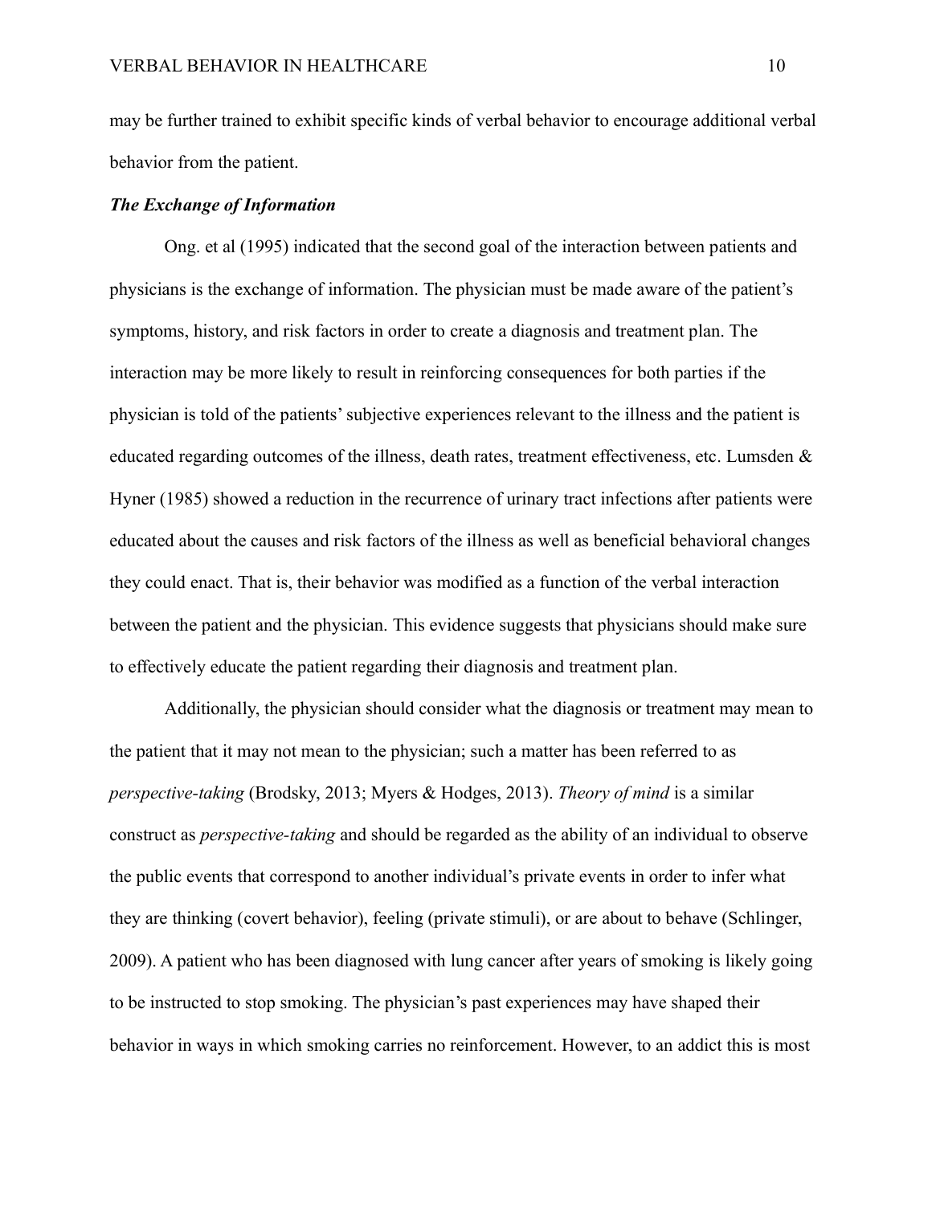may be further trained to exhibit specific kinds of verbal behavior to encourage additional verbal behavior from the patient.

### *The Exchange of Information*

Ong. et al (1995) indicated that the second goal of the interaction between patients and physicians is the exchange of information. The physician must be made aware of the patient's symptoms, history, and risk factors in order to create a diagnosis and treatment plan. The interaction may be more likely to result in reinforcing consequences for both parties if the physician is told of the patients' subjective experiences relevant to the illness and the patient is educated regarding outcomes of the illness, death rates, treatment effectiveness, etc. Lumsden & Hyner (1985) showed a reduction in the recurrence of urinary tract infections after patients were educated about the causes and risk factors of the illness as well as beneficial behavioral changes they could enact. That is, their behavior was modified as a function of the verbal interaction between the patient and the physician. This evidence suggests that physicians should make sure to effectively educate the patient regarding their diagnosis and treatment plan.

Additionally, the physician should consider what the diagnosis or treatment may mean to the patient that it may not mean to the physician; such a matter has been referred to as *perspective-taking* (Brodsky, 2013; Myers & Hodges, 2013). *Theory of mind* is a similar construct as *perspective-taking* and should be regarded as the ability of an individual to observe the public events that correspond to another individual's private events in order to infer what they are thinking (covert behavior), feeling (private stimuli), or are about to behave (Schlinger, 2009). A patient who has been diagnosed with lung cancer after years of smoking is likely going to be instructed to stop smoking. The physician's past experiences may have shaped their behavior in ways in which smoking carries no reinforcement. However, to an addict this is most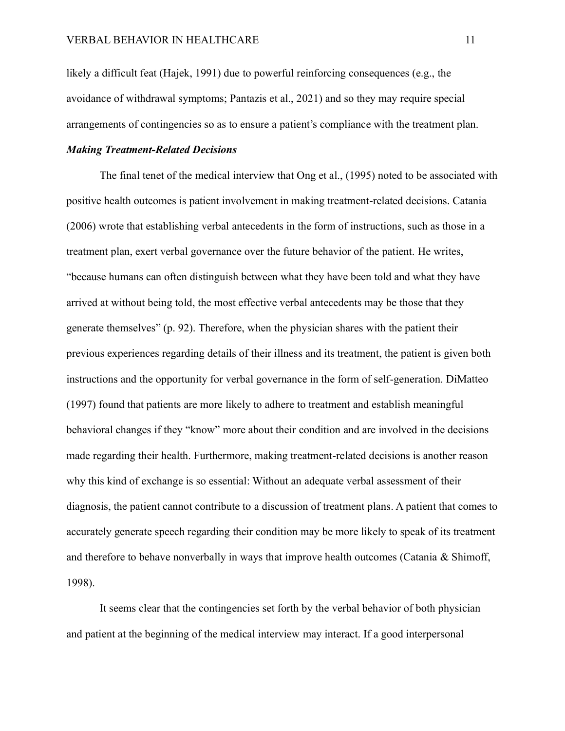likely a difficult feat (Hajek, 1991) due to powerful reinforcing consequences (e.g., the avoidance of withdrawal symptoms; Pantazis et al., 2021) and so they may require special arrangements of contingencies so as to ensure a patient's compliance with the treatment plan.

### *Making Treatment-Related Decisions*

The final tenet of the medical interview that Ong et al., (1995) noted to be associated with positive health outcomes is patient involvement in making treatment-related decisions. Catania (2006) wrote that establishing verbal antecedents in the form of instructions, such as those in a treatment plan, exert verbal governance over the future behavior of the patient. He writes, "because humans can often distinguish between what they have been told and what they have arrived at without being told, the most effective verbal antecedents may be those that they generate themselves" (p. 92). Therefore, when the physician shares with the patient their previous experiences regarding details of their illness and its treatment, the patient is given both instructions and the opportunity for verbal governance in the form of self-generation. DiMatteo (1997) found that patients are more likely to adhere to treatment and establish meaningful behavioral changes if they "know" more about their condition and are involved in the decisions made regarding their health. Furthermore, making treatment-related decisions is another reason why this kind of exchange is so essential: Without an adequate verbal assessment of their diagnosis, the patient cannot contribute to a discussion of treatment plans. A patient that comes to accurately generate speech regarding their condition may be more likely to speak of its treatment and therefore to behave nonverbally in ways that improve health outcomes (Catania & Shimoff, 1998).

It seems clear that the contingencies set forth by the verbal behavior of both physician and patient at the beginning of the medical interview may interact. If a good interpersonal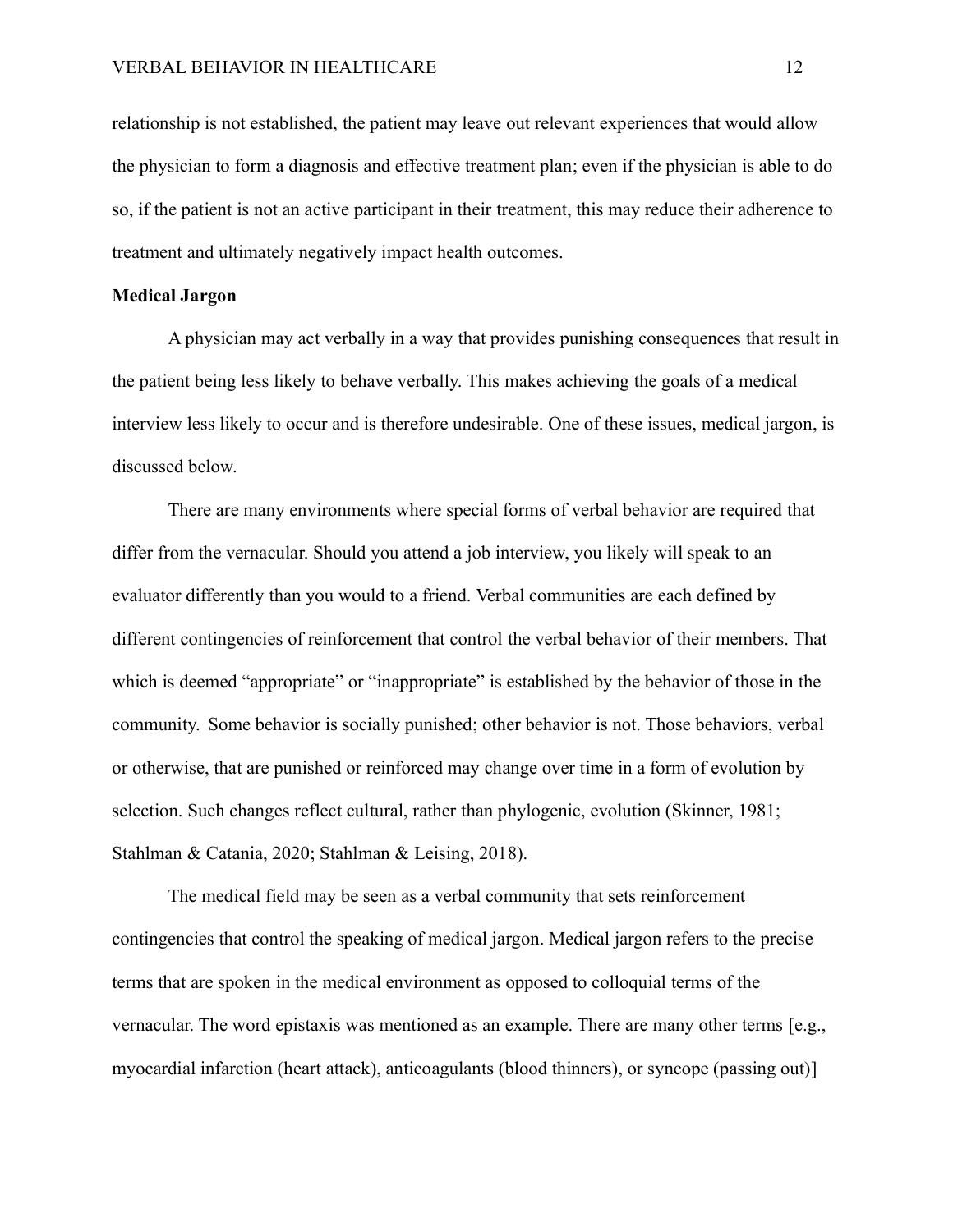relationship is not established, the patient may leave out relevant experiences that would allow the physician to form a diagnosis and effective treatment plan; even if the physician is able to do so, if the patient is not an active participant in their treatment, this may reduce their adherence to treatment and ultimately negatively impact health outcomes.

**Medical Jargon**

A physician may act verbally in a way that provides punishing consequences that result in the patient being less likely to behave verbally. This makes achieving the goals of a medical interview less likely to occur and is therefore undesirable. One of these issues, medical jargon, is discussed below.

There are many environments where special forms of verbal behavior are required that differ from the vernacular. Should you attend a job interview, you likely will speak to an evaluator differently than you would to a friend. Verbal communities are each defined by different contingencies of reinforcement that control the verbal behavior of their members. That which is deemed "appropriate" or "inappropriate" is established by the behavior of those in the community. Some behavior is socially punished; other behavior is not. Those behaviors, verbal or otherwise, that are punished or reinforced may change over time in a form of evolution by selection. Such changes reflect cultural, rather than phylogenic, evolution (Skinner, 1981; Stahlman & Catania, 2020; Stahlman & Leising, 2018).

The medical field may be seen as a verbal community that sets reinforcement contingencies that control the speaking of medical jargon. Medical jargon refers to the precise terms that are spoken in the medical environment as opposed to colloquial terms of the vernacular. The word epistaxis was mentioned as an example. There are many other terms [e.g., myocardial infarction (heart attack), anticoagulants (blood thinners), or syncope (passing out)]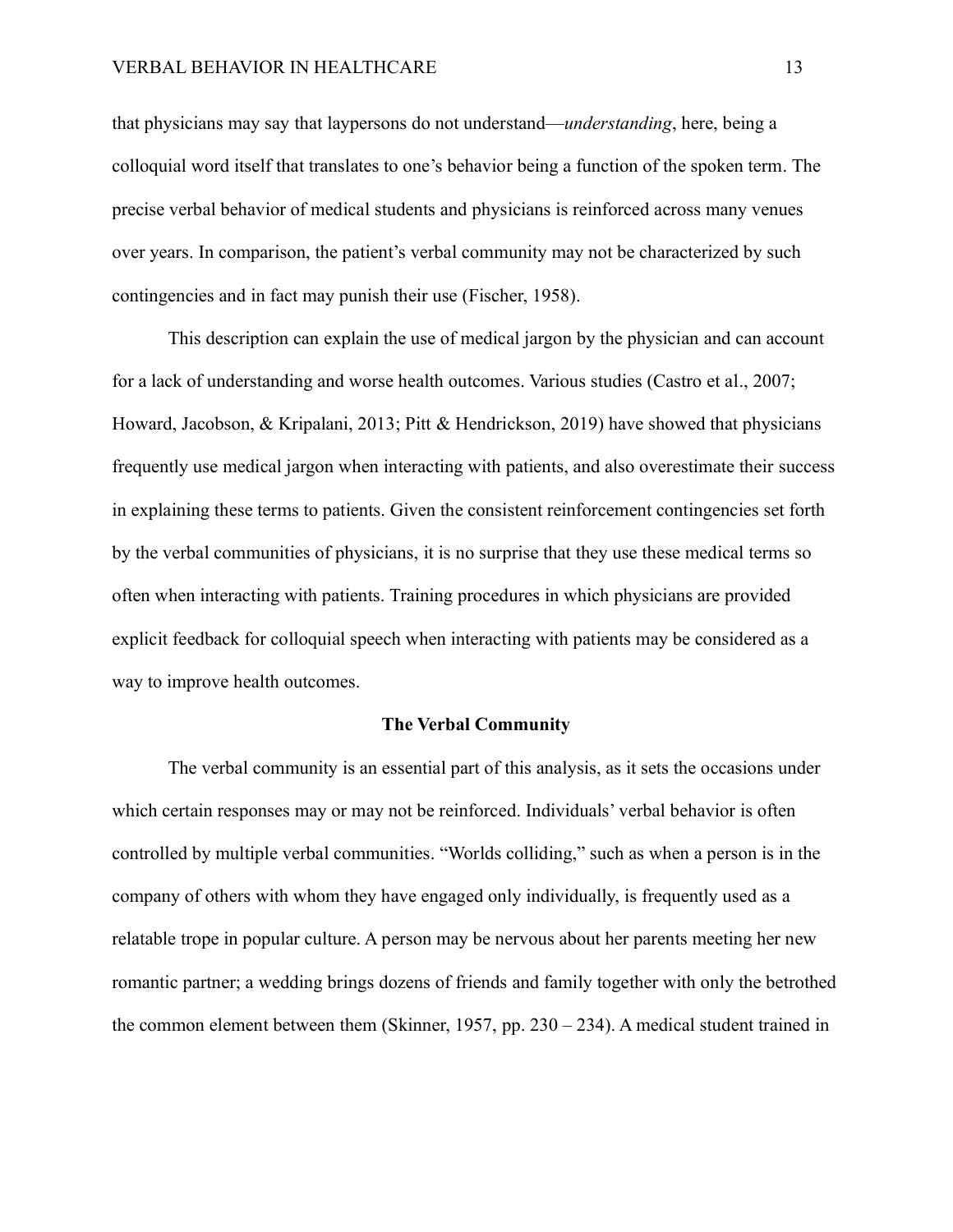that physicians may say that laypersons do not understand—*understanding*, here, being a colloquial word itself that translates to one's behavior being a function of the spoken term. The precise verbal behavior of medical students and physicians is reinforced across many venues over years. In comparison, the patient's verbal community may not be characterized by such contingencies and in fact may punish their use (Fischer, 1958).

This description can explain the use of medical jargon by the physician and can account for a lack of understanding and worse health outcomes. Various studies (Castro et al., 2007; Howard, Jacobson, & Kripalani, 2013; Pitt & Hendrickson, 2019) have showed that physicians frequently use medical jargon when interacting with patients, and also overestimate their success in explaining these terms to patients. Given the consistent reinforcement contingencies set forth by the verbal communities of physicians, it is no surprise that they use these medical terms so often when interacting with patients. Training procedures in which physicians are provided explicit feedback for colloquial speech when interacting with patients may be considered as a way to improve health outcomes.

## The Verbal Community

The verbal community is an essential part of this analysis, as it sets the occasions under which certain responses may or may not be reinforced. Individuals' verbal behavior is often controlled by multiple verbal communities. "Worlds colliding," such as when a person is in the company of others with whom they have engaged only individually, is frequently used as a relatable trope in popular culture. A person may be nervous about her parents meeting her new romantic partner; a wedding brings dozens of friends and family together with only the betrothed the common element between them (Skinner, 1957, pp. 230 – 234). A medical student trained in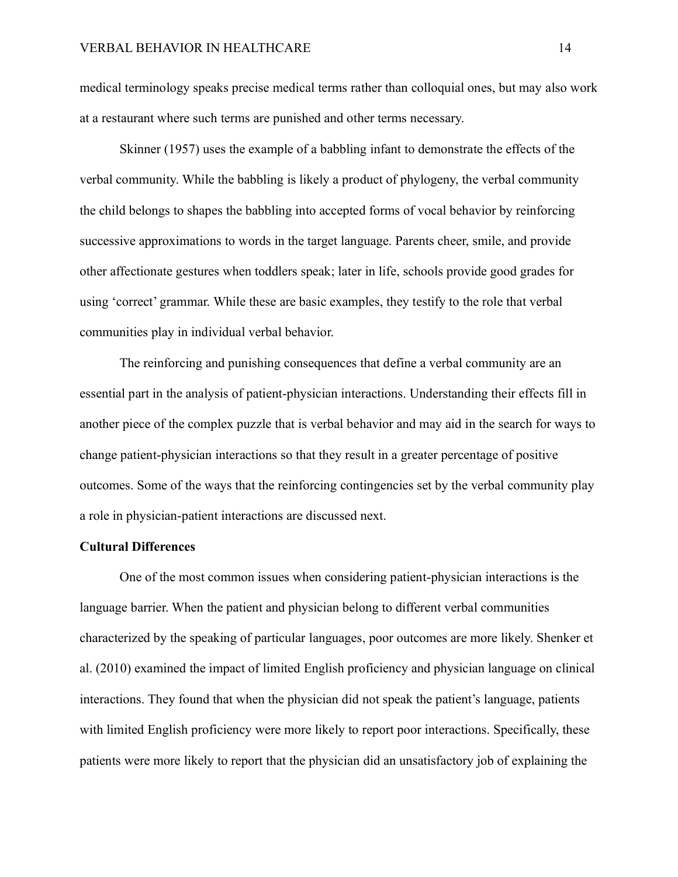medical terminology speaks precise medical terms rather than colloquial ones, but may also work at a restaurant where such terms are punished and other terms necessary.

Skinner (1957) uses the example of a babbling infant to demonstrate the effects of the verbal community. While the babbling is likely a product of phylogeny, the verbal community the child belongs to shapes the babbling into accepted forms of vocal behavior by reinforcing successive approximations to words in the target language. Parents cheer, smile, and provide other affectionate gestures when toddlers speak; later in life, schools provide good grades for using 'correct' grammar. While these are basic examples, they testify to the role that verbal communities play in individual verbal behavior.

The reinforcing and punishing consequences that define a verbal community are an essential part in the analysis of patient-physician interactions. Understanding their effects fill in another piece of the complex puzzle that is verbal behavior and may aid in the search for ways to change patient-physician interactions so that they result in a greater percentage of positive outcomes. Some of the ways that the reinforcing contingencies set by the verbal community play a role in physician-patient interactions are discussed next.

**Cultural Differences**

One of the most common issues when considering patient-physician interactions is the language barrier. When the patient and physician belong to different verbal communities characterized by the speaking of particular languages, poor outcomes are more likely. Shenker et al. (2010) examined the impact of limited English proficiency and physician language on clinical interactions. They found that when the physician did not speak the patient's language, patients with limited English proficiency were more likely to report poor interactions. Specifically, these patients were more likely to report that the physician did an unsatisfactory job of explaining the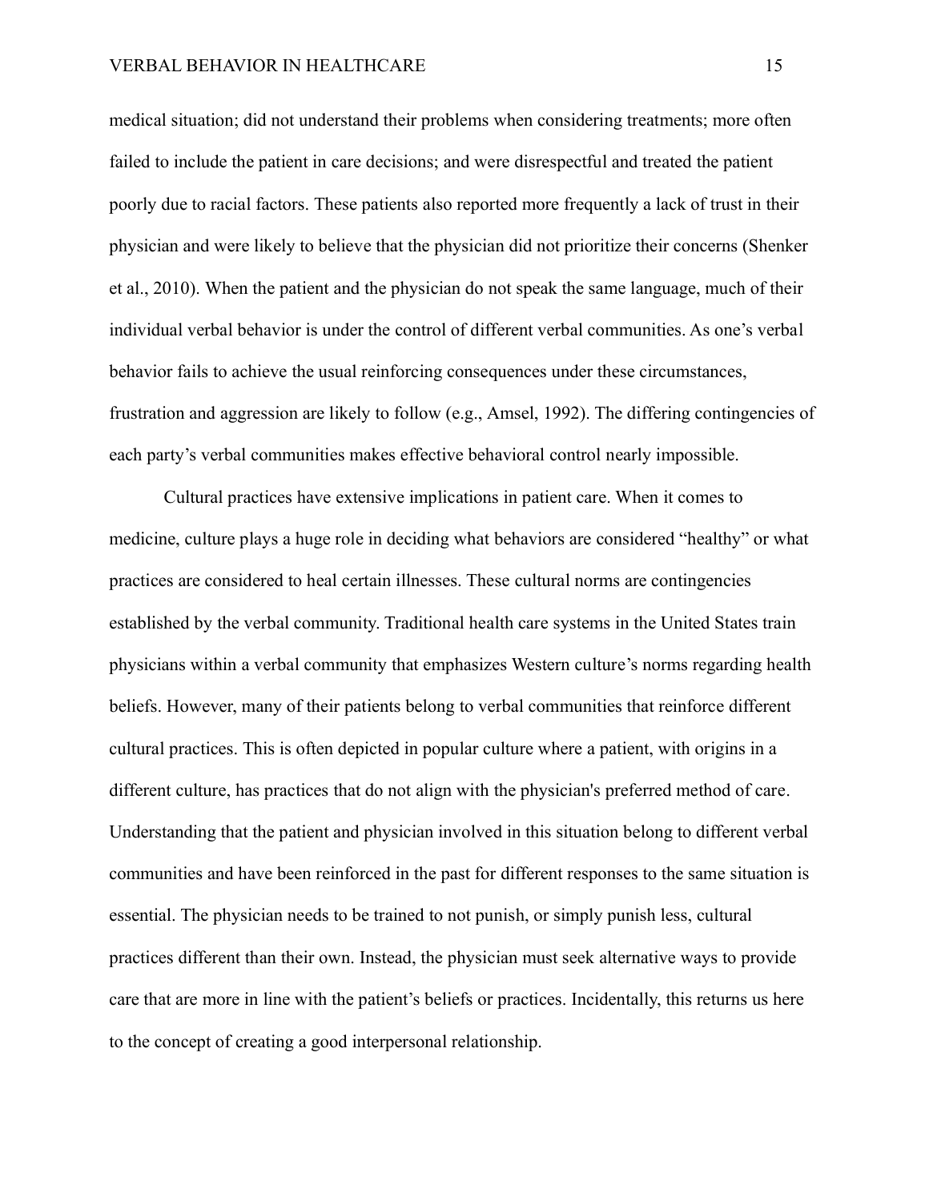medical situation; did not understand their problems when considering treatments; more often failed to include the patient in care decisions; and were disrespectful and treated the patient poorly due to racial factors. These patients also reported more frequently a lack of trust in their physician and were likely to believe that the physician did not prioritize their concerns (Shenker et al., 2010). When the patient and the physician do not speak the same language, much of their individual verbal behavior is under the control of different verbal communities. As one's verbal behavior fails to achieve the usual reinforcing consequences under these circumstances, frustration and aggression are likely to follow (e.g., Amsel, 1992). The differing contingencies of each party's verbal communities makes effective behavioral control nearly impossible.

Cultural practices have extensive implications in patient care. When it comes to medicine, culture plays a huge role in deciding what behaviors are considered "healthy" or what practices are considered to heal certain illnesses. These cultural norms are contingencies established by the verbal community. Traditional health care systems in the United States train physicians within a verbal community that emphasizes Western culture's norms regarding health beliefs. However, many of their patients belong to verbal communities that reinforce different cultural practices. This is often depicted in popular culture where a patient, with origins in a different culture, has practices that do not align with the physician's preferred method of care. Understanding that the patient and physician involved in this situation belong to different verbal communities and have been reinforced in the past for different responses to the same situation is essential. The physician needs to be trained to not punish, or simply punish less, cultural practices different than their own. Instead, the physician must seek alternative ways to provide care that are more in line with the patient's beliefs or practices. Incidentally, this returns us here to the concept of creating a good interpersonal relationship.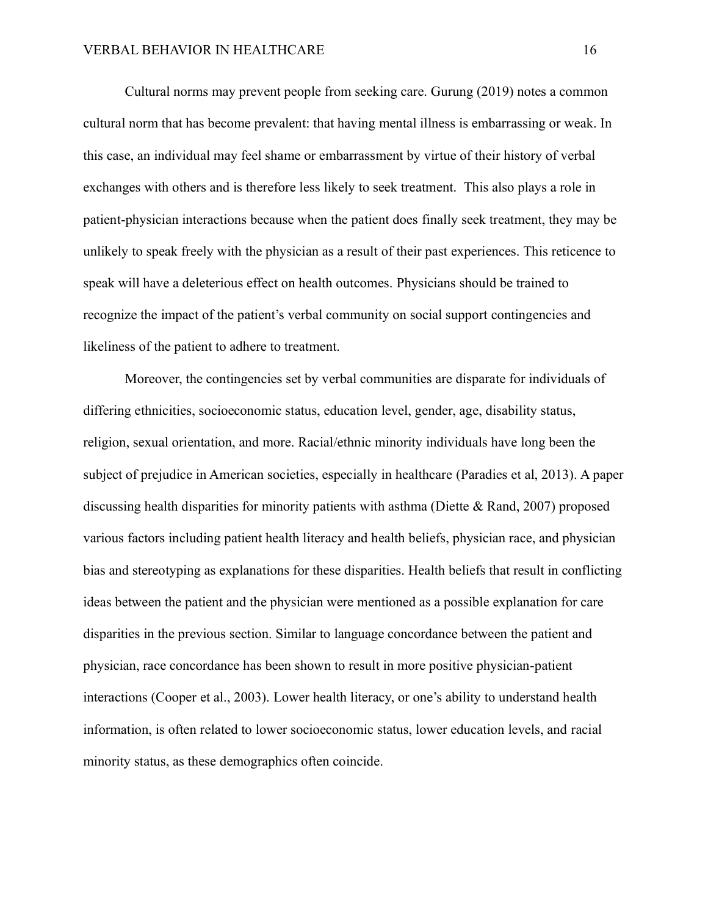Cultural norms may prevent people from seeking care. Gurung (2019) notes a common cultural norm that has become prevalent: that having mental illness is embarrassing or weak. In this case, an individual may feel shame or embarrassment by virtue of their history of verbal exchanges with others and is therefore less likely to seek treatment. This also plays a role in patient-physician interactions because when the patient does finally seek treatment, they may be unlikely to speak freely with the physician as a result of their past experiences. This reticence to speak will have a deleterious effect on health outcomes. Physicians should be trained to recognize the impact of the patient's verbal community on social support contingencies and likeliness of the patient to adhere to treatment.

Moreover, the contingencies set by verbal communities are disparate for individuals of differing ethnicities, socioeconomic status, education level, gender, age, disability status, religion, sexual orientation, and more. Racial/ethnic minority individuals have long been the subject of prejudice in American societies, especially in healthcare (Paradies et al, 2013). A paper discussing health disparities for minority patients with asthma (Diette & Rand, 2007) proposed various factors including patient health literacy and health beliefs, physician race, and physician bias and stereotyping as explanations for these disparities. Health beliefs that result in conflicting ideas between the patient and the physician were mentioned as a possible explanation for care disparities in the previous section. Similar to language concordance between the patient and physician, race concordance has been shown to result in more positive physician-patient interactions (Cooper et al., 2003). Lower health literacy, or one's ability to understand health information, is often related to lower socioeconomic status, lower education levels, and racial minority status, as these demographics often coincide.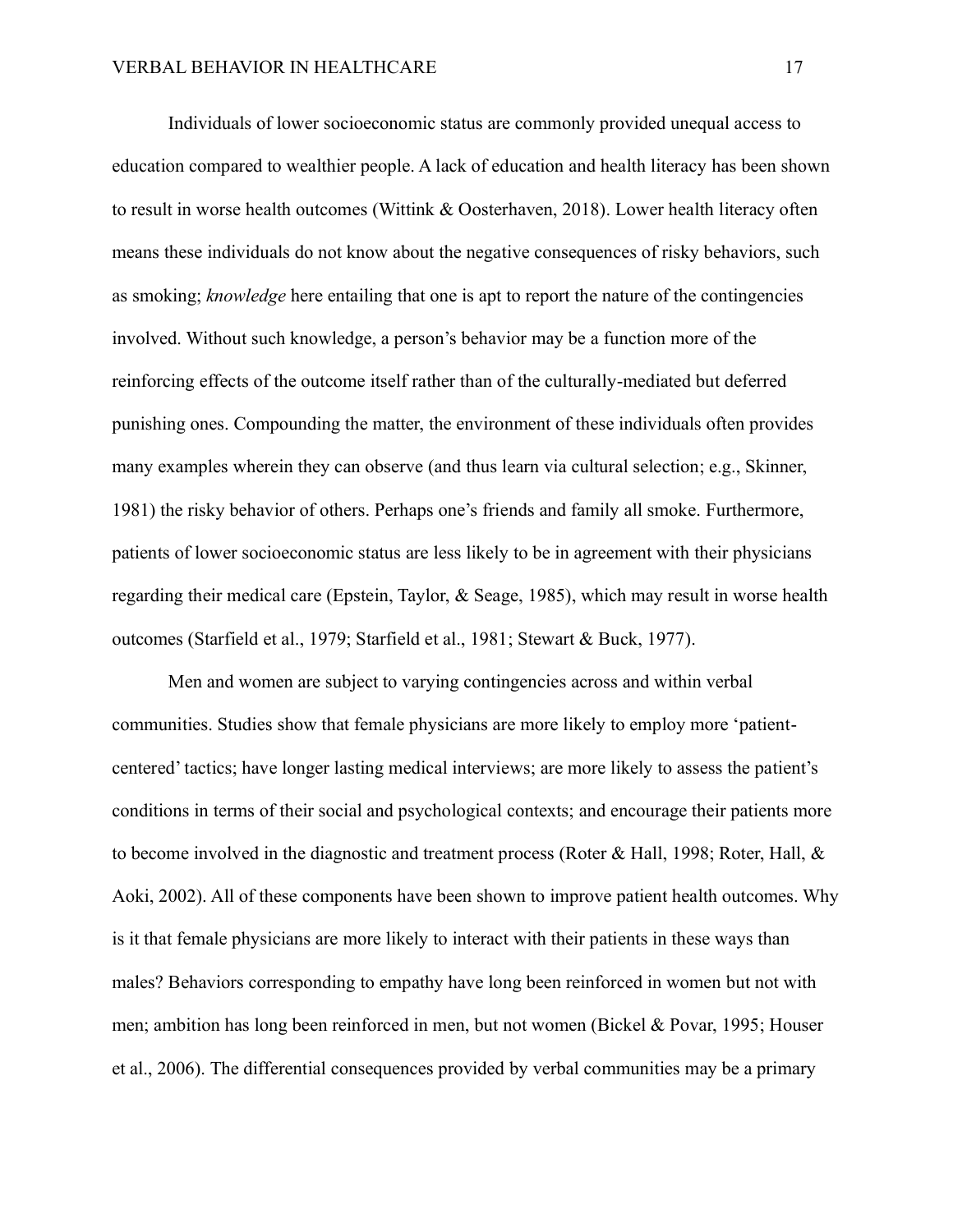Individuals of lower socioeconomic status are commonly provided unequal access to education compared to wealthier people. A lack of education and health literacy has been shown to result in worse health outcomes (Wittink & Oosterhaven, 2018). Lower health literacy often means these individuals do not know about the negative consequences of risky behaviors, such as smoking; *knowledge* here entailing that one is apt to report the nature of the contingencies involved. Without such knowledge, a person's behavior may be a function more of the reinforcing effects of the outcome itself rather than of the culturally-mediated but deferred punishing ones. Compounding the matter, the environment of these individuals often provides many examples wherein they can observe (and thus learn via cultural selection; e.g., Skinner, 1981) the risky behavior of others. Perhaps one's friends and family all smoke. Furthermore, patients of lower socioeconomic status are less likely to be in agreement with their physicians regarding their medical care (Epstein, Taylor, & Seage, 1985), which may result in worse health outcomes (Starfield et al., 1979; Starfield et al., 1981; Stewart & Buck, 1977).

Men and women are subject to varying contingencies across and within verbal communities. Studies show that female physicians are more likely to employ more 'patient-centered' tactics; have longer lasting medical interviews; are more likely to assess the patient's conditions in terms of their social and psychological contexts; and encourage their patients more to become involved in the diagnostic and treatment process (Roter & Hall, 1998; Roter, Hall, & Aoki, 2002). All of these components have been shown to improve patient health outcomes. Why is it that female physicians are more likely to interact with their patients in these ways than males? Behaviors corresponding to empathy have long been reinforced in women but not with men; ambition has long been reinforced in men, but not women (Bickel & Povar, 1995; Houser et al., 2006). The differential consequences provided by verbal communities may be a primary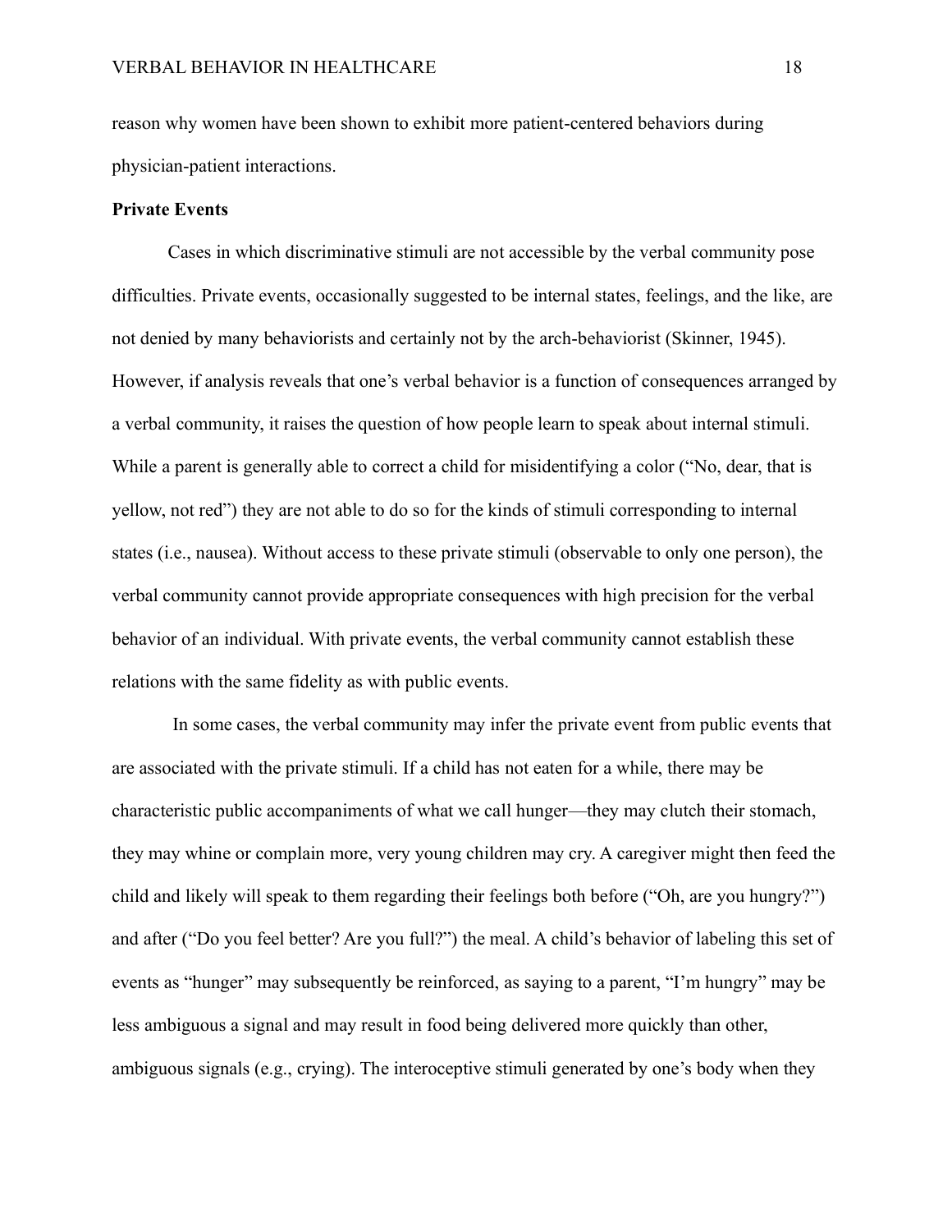reason why women have been shown to exhibit more patient-centered behaviors during physician-patient interactions.

**Private Events**

Cases in which discriminative stimuli are not accessible by the verbal community pose difficulties. Private events, occasionally suggested to be internal states, feelings, and the like, are not denied by many behaviorists and certainly not by the arch-behaviorist (Skinner, 1945). However, if analysis reveals that one's verbal behavior is a function of consequences arranged by a verbal community, it raises the question of how people learn to speak about internal stimuli. While a parent is generally able to correct a child for misidentifying a color ("No, dear, that is yellow, not red") they are not able to do so for the kinds of stimuli corresponding to internal states (i.e., nausea). Without access to these private stimuli (observable to only one person), the verbal community cannot provide appropriate consequences with high precision for the verbal behavior of an individual. With private events, the verbal community cannot establish these relations with the same fidelity as with public events.

In some cases, the verbal community may infer the private event from public events that are associated with the private stimuli. If a child has not eaten for a while, there may be characteristic public accompaniments of what we call hunger—they may clutch their stomach, they may whine or complain more, very young children may cry. A caregiver might then feed the child and likely will speak to them regarding their feelings both before ("Oh, are you hungry?") and after ("Do you feel better? Are you full?") the meal. A child's behavior of labeling this set of events as "hunger" may subsequently be reinforced, as saying to a parent, "I'm hungry" may be less ambiguous a signal and may result in food being delivered more quickly than other, ambiguous signals (e.g., crying). The interoceptive stimuli generated by one's body when they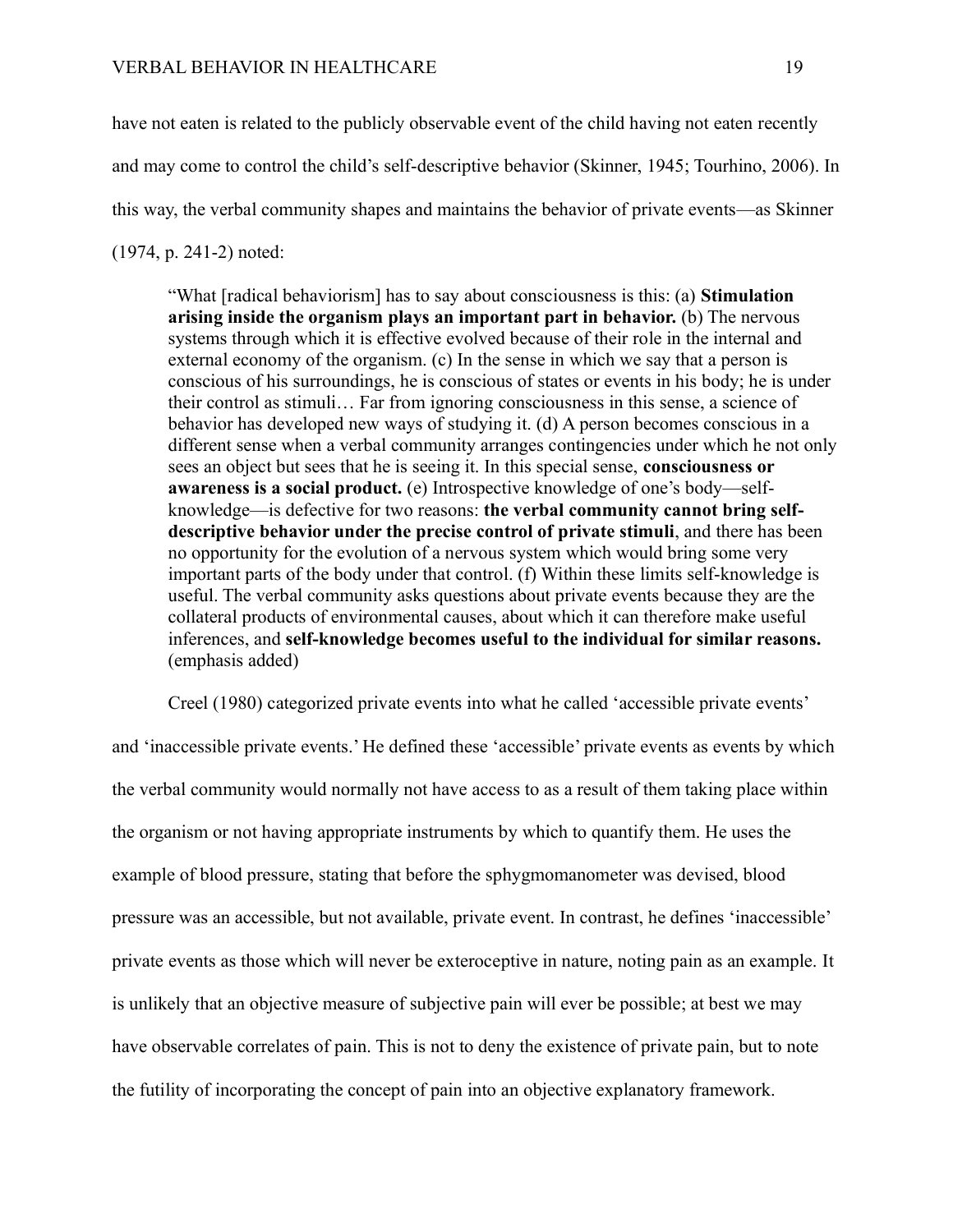have not eaten is related to the publicly observable event of the child having not eaten recently and may come to control the child's self-descriptive behavior (Skinner, 1945; Tourhino, 2006). In this way, the verbal community shapes and maintains the behavior of private events—as Skinner (1974, p. 241-2) noted:

> "What [radical behaviorism] has to say about consciousness is this: (a) **Stimulation arising inside the organism plays an important part in behavior.** (b) The nervous systems through which it is effective evolved because of their role in the internal and external economy of the organism. (c) In the sense in which we say that a person is conscious of his surroundings, he is conscious of states or events in his body; he is under their control as stimuli… Far from ignoring consciousness in this sense, a science of behavior has developed new ways of studying it. (d) A person becomes conscious in a different sense when a verbal community arranges contingencies under which he not only sees an object but sees that he is seeing it. In this special sense, **consciousness or awareness is a social product.** (e) Introspective knowledge of one's body—self-knowledge—is defective for two reasons: **the verbal community cannot bring self-descriptive behavior under the precise control of private stimuli**, and there has been no opportunity for the evolution of a nervous system which would bring some very important parts of the body under that control. (f) Within these limits self-knowledge is useful. The verbal community asks questions about private events because they are the collateral products of environmental causes, about which it can therefore make useful inferences, and **self-knowledge becomes useful to the individual for similar reasons.** (emphasis added)

Creel (1980) categorized private events into what he called 'accessible private events' and 'inaccessible private events.' He defined these 'accessible' private events as events by which the verbal community would normally not have access to as a result of them taking place within the organism or not having appropriate instruments by which to quantify them. He uses the example of blood pressure, stating that before the sphygmomanometer was devised, blood pressure was an accessible, but not available, private event. In contrast, he defines 'inaccessible' private events as those which will never be exteroceptive in nature, noting pain as an example. It is unlikely that an objective measure of subjective pain will ever be possible; at best we may have observable correlates of pain. This is not to deny the existence of private pain, but to note the futility of incorporating the concept of pain into an objective explanatory framework.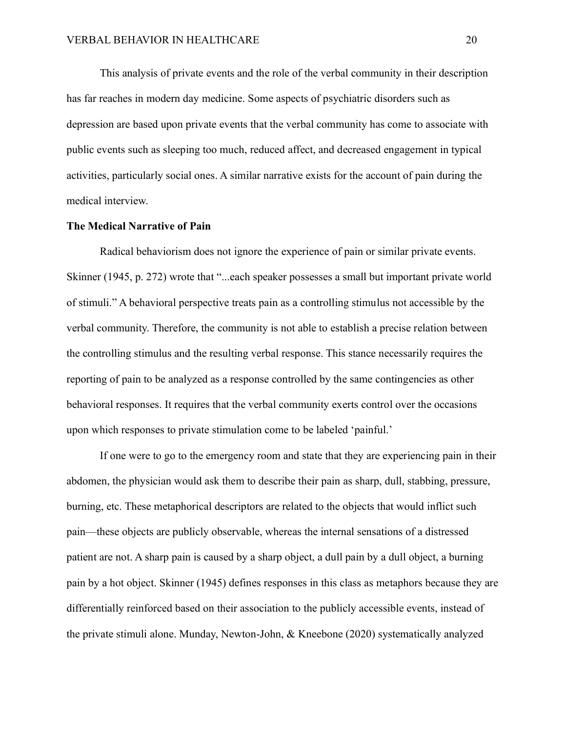This analysis of private events and the role of the verbal community in their description has far reaches in modern day medicine. Some aspects of psychiatric disorders such as depression are based upon private events that the verbal community has come to associate with public events such as sleeping too much, reduced affect, and decreased engagement in typical activities, particularly social ones. A similar narrative exists for the account of pain during the medical interview.

**The Medical Narrative of Pain**

Radical behaviorism does not ignore the experience of pain or similar private events. Skinner (1945, p. 272) wrote that "...each speaker possesses a small but important private world of stimuli." A behavioral perspective treats pain as a controlling stimulus not accessible by the verbal community. Therefore, the community is not able to establish a precise relation between the controlling stimulus and the resulting verbal response. This stance necessarily requires the reporting of pain to be analyzed as a response controlled by the same contingencies as other behavioral responses. It requires that the verbal community exerts control over the occasions upon which responses to private stimulation come to be labeled 'painful.'

If one were to go to the emergency room and state that they are experiencing pain in their abdomen, the physician would ask them to describe their pain as sharp, dull, stabbing, pressure, burning, etc. These metaphorical descriptors are related to the objects that would inflict such pain—these objects are publicly observable, whereas the internal sensations of a distressed patient are not. A sharp pain is caused by a sharp object, a dull pain by a dull object, a burning pain by a hot object. Skinner (1945) defines responses in this class as metaphors because they are differentially reinforced based on their association to the publicly accessible events, instead of the private stimuli alone. Munday, Newton-John, & Kneebone (2020) systematically analyzed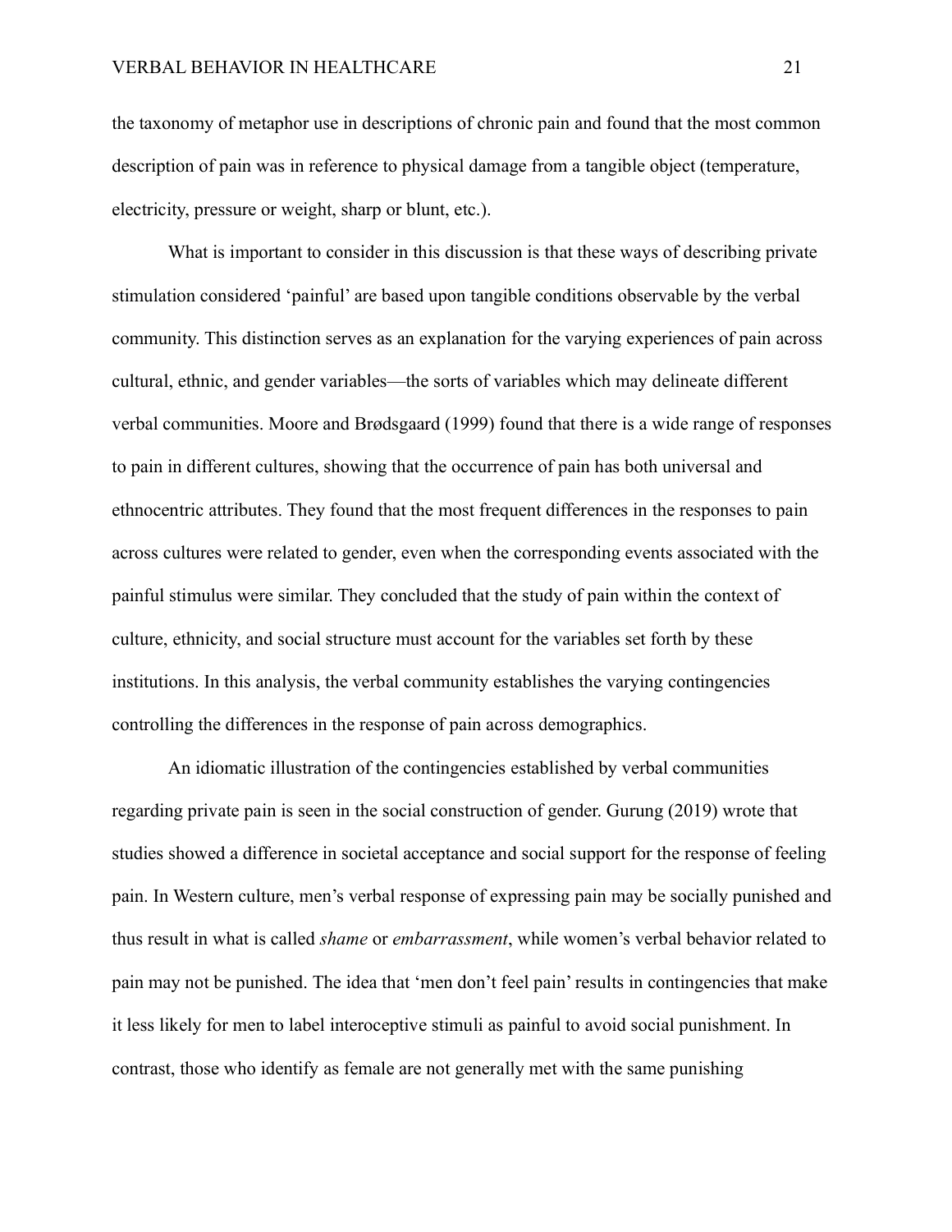the taxonomy of metaphor use in descriptions of chronic pain and found that the most common description of pain was in reference to physical damage from a tangible object (temperature, electricity, pressure or weight, sharp or blunt, etc.).

What is important to consider in this discussion is that these ways of describing private stimulation considered 'painful' are based upon tangible conditions observable by the verbal community. This distinction serves as an explanation for the varying experiences of pain across cultural, ethnic, and gender variables—the sorts of variables which may delineate different verbal communities. Moore and Brødsgaard (1999) found that there is a wide range of responses to pain in different cultures, showing that the occurrence of pain has both universal and ethnocentric attributes. They found that the most frequent differences in the responses to pain across cultures were related to gender, even when the corresponding events associated with the painful stimulus were similar. They concluded that the study of pain within the context of culture, ethnicity, and social structure must account for the variables set forth by these institutions. In this analysis, the verbal community establishes the varying contingencies controlling the differences in the response of pain across demographics.

An idiomatic illustration of the contingencies established by verbal communities regarding private pain is seen in the social construction of gender. Gurung (2019) wrote that studies showed a difference in societal acceptance and social support for the response of feeling pain. In Western culture, men's verbal response of expressing pain may be socially punished and thus result in what is called *shame* or *embarrassment*, while women's verbal behavior related to pain may not be punished. The idea that 'men don't feel pain' results in contingencies that make it less likely for men to label interoceptive stimuli as painful to avoid social punishment. In contrast, those who identify as female are not generally met with the same punishing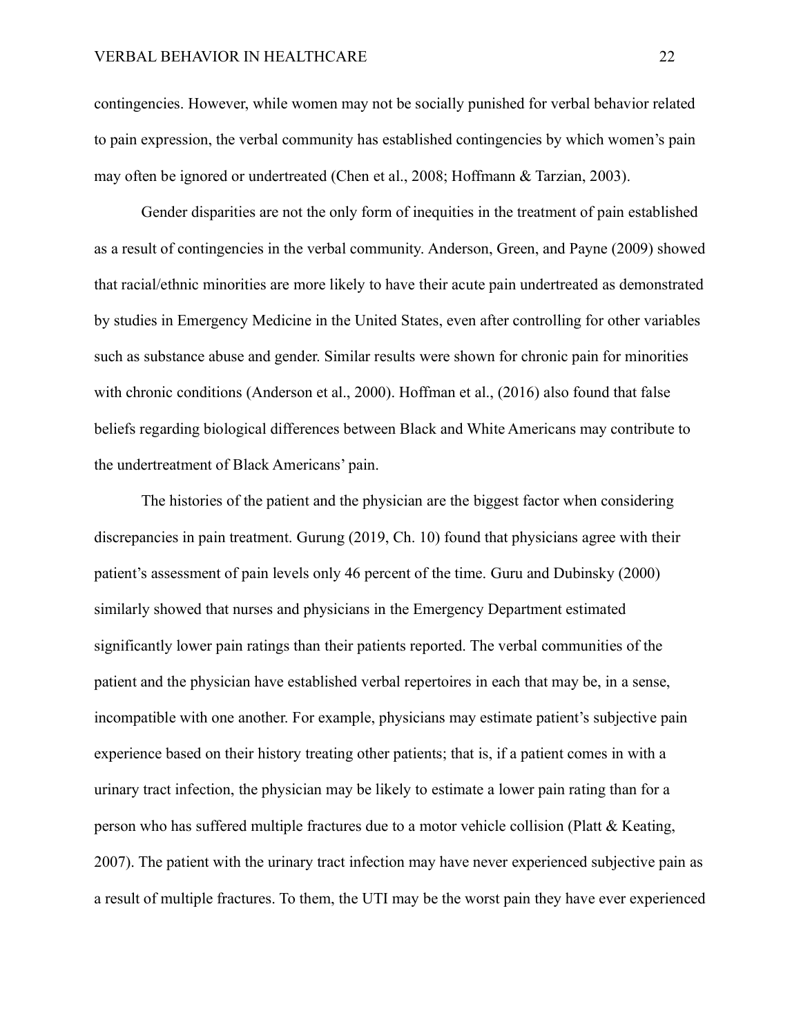contingencies. However, while women may not be socially punished for verbal behavior related to pain expression, the verbal community has established contingencies by which women's pain may often be ignored or undertreated (Chen et al., 2008; Hoffmann & Tarzian, 2003).

Gender disparities are not the only form of inequities in the treatment of pain established as a result of contingencies in the verbal community. Anderson, Green, and Payne (2009) showed that racial/ethnic minorities are more likely to have their acute pain undertreated as demonstrated by studies in Emergency Medicine in the United States, even after controlling for other variables such as substance abuse and gender. Similar results were shown for chronic pain for minorities with chronic conditions (Anderson et al., 2000). Hoffman et al., (2016) also found that false beliefs regarding biological differences between Black and White Americans may contribute to the undertreatment of Black Americans' pain.

The histories of the patient and the physician are the biggest factor when considering discrepancies in pain treatment. Gurung (2019, Ch. 10) found that physicians agree with their patient's assessment of pain levels only 46 percent of the time. Guru and Dubinsky (2000) similarly showed that nurses and physicians in the Emergency Department estimated significantly lower pain ratings than their patients reported. The verbal communities of the patient and the physician have established verbal repertoires in each that may be, in a sense, incompatible with one another. For example, physicians may estimate patient's subjective pain experience based on their history treating other patients; that is, if a patient comes in with a urinary tract infection, the physician may be likely to estimate a lower pain rating than for a person who has suffered multiple fractures due to a motor vehicle collision (Platt & Keating, 2007). The patient with the urinary tract infection may have never experienced subjective pain as a result of multiple fractures. To them, the UTI may be the worst pain they have ever experienced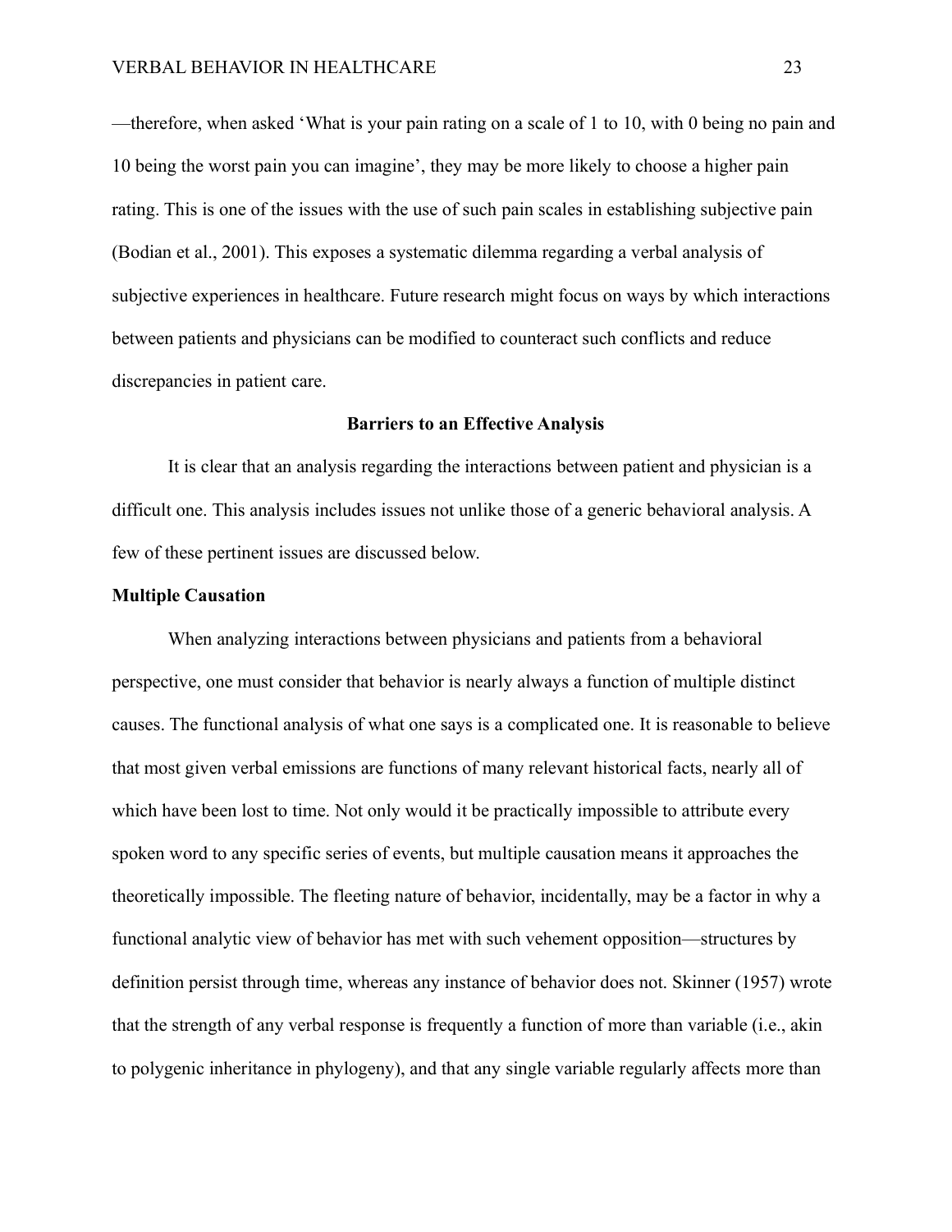—therefore, when asked 'What is your pain rating on a scale of 1 to 10, with 0 being no pain and 10 being the worst pain you can imagine', they may be more likely to choose a higher pain rating. This is one of the issues with the use of such pain scales in establishing subjective pain (Bodian et al., 2001). This exposes a systematic dilemma regarding a verbal analysis of subjective experiences in healthcare. Future research might focus on ways by which interactions between patients and physicians can be modified to counteract such conflicts and reduce discrepancies in patient care.

## Barriers to an Effective Analysis

It is clear that an analysis regarding the interactions between patient and physician is a difficult one. This analysis includes issues not unlike those of a generic behavioral analysis. A few of these pertinent issues are discussed below.

### Multiple Causation

When analyzing interactions between physicians and patients from a behavioral perspective, one must consider that behavior is nearly always a function of multiple distinct causes. The functional analysis of what one says is a complicated one. It is reasonable to believe that most given verbal emissions are functions of many relevant historical facts, nearly all of which have been lost to time. Not only would it be practically impossible to attribute every spoken word to any specific series of events, but multiple causation means it approaches the theoretically impossible. The fleeting nature of behavior, incidentally, may be a factor in why a functional analytic view of behavior has met with such vehement opposition—structures by definition persist through time, whereas any instance of behavior does not. Skinner (1957) wrote that the strength of any verbal response is frequently a function of more than variable (i.e., akin to polygenic inheritance in phylogeny), and that any single variable regularly affects more than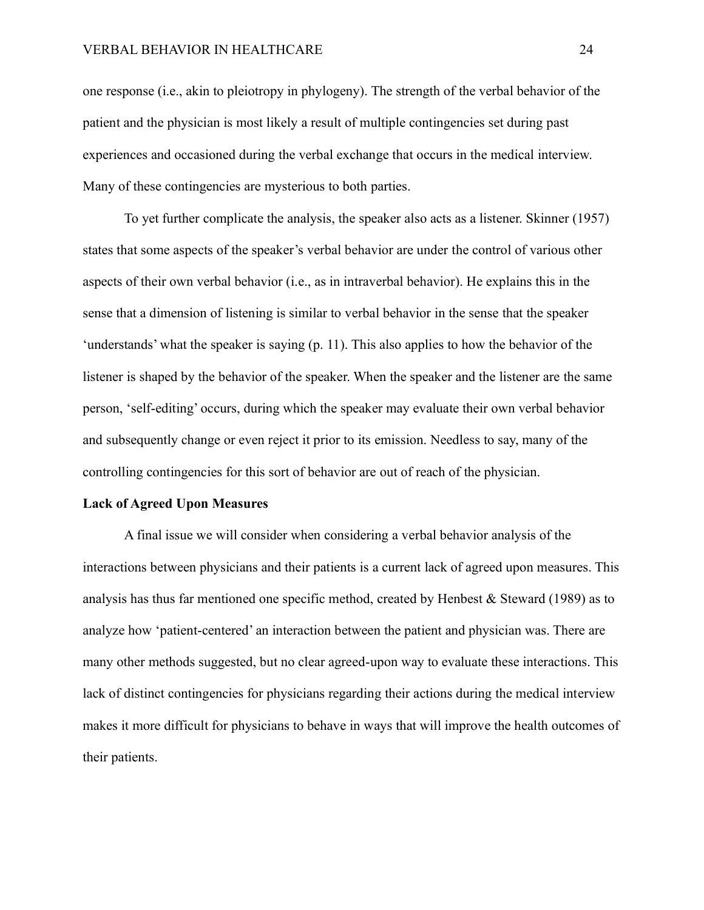one response (i.e., akin to pleiotropy in phylogeny). The strength of the verbal behavior of the patient and the physician is most likely a result of multiple contingencies set during past experiences and occasioned during the verbal exchange that occurs in the medical interview. Many of these contingencies are mysterious to both parties.

To yet further complicate the analysis, the speaker also acts as a listener. Skinner (1957) states that some aspects of the speaker's verbal behavior are under the control of various other aspects of their own verbal behavior (i.e., as in intraverbal behavior). He explains this in the sense that a dimension of listening is similar to verbal behavior in the sense that the speaker 'understands' what the speaker is saying (p. 11). This also applies to how the behavior of the listener is shaped by the behavior of the speaker. When the speaker and the listener are the same person, 'self-editing' occurs, during which the speaker may evaluate their own verbal behavior and subsequently change or even reject it prior to its emission. Needless to say, many of the controlling contingencies for this sort of behavior are out of reach of the physician.

**Lack of Agreed Upon Measures**

A final issue we will consider when considering a verbal behavior analysis of the interactions between physicians and their patients is a current lack of agreed upon measures. This analysis has thus far mentioned one specific method, created by Henbest & Steward (1989) as to analyze how 'patient-centered' an interaction between the patient and physician was. There are many other methods suggested, but no clear agreed-upon way to evaluate these interactions. This lack of distinct contingencies for physicians regarding their actions during the medical interview makes it more difficult for physicians to behave in ways that will improve the health outcomes of their patients.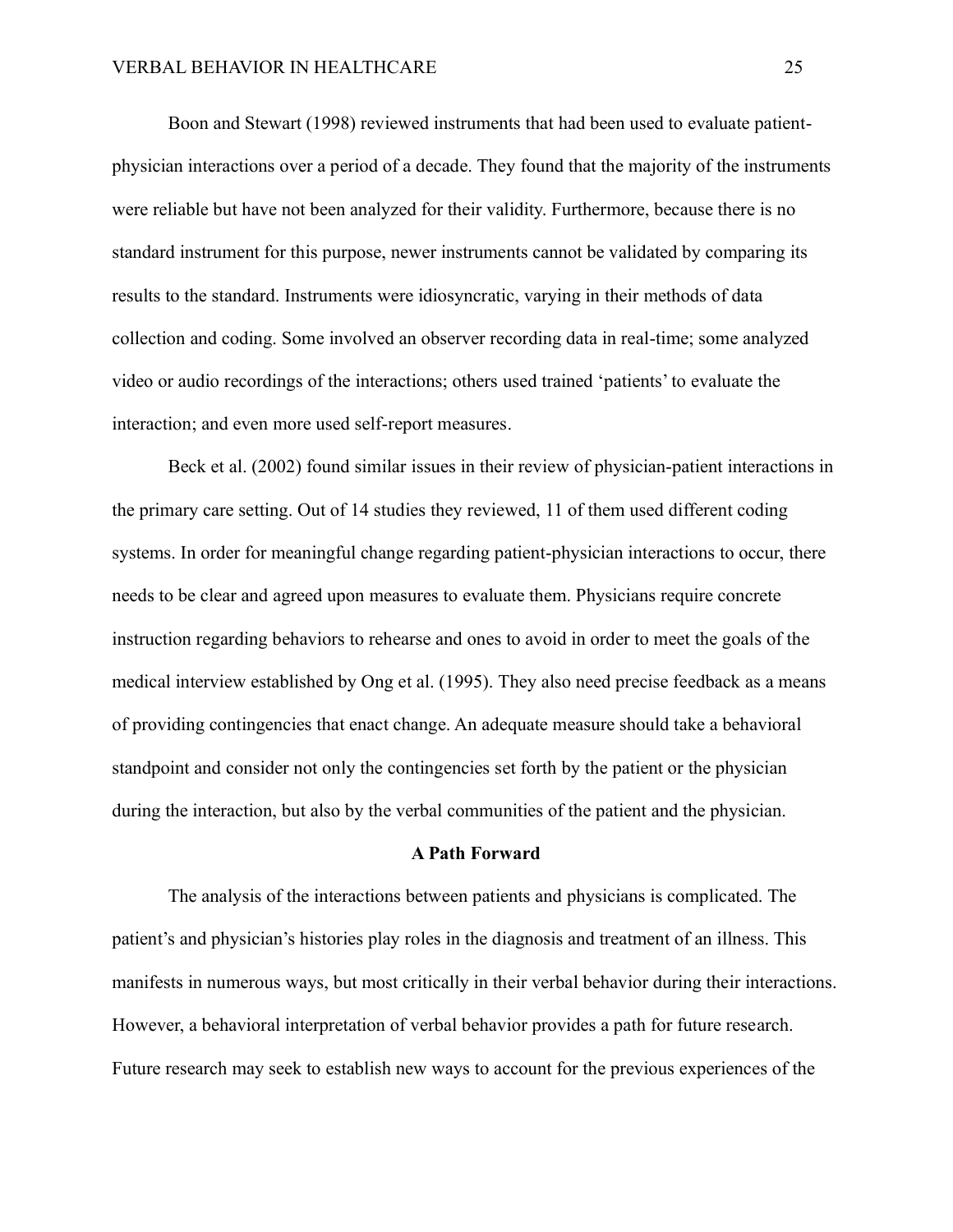Boon and Stewart (1998) reviewed instruments that had been used to evaluate patient-physician interactions over a period of a decade. They found that the majority of the instruments were reliable but have not been analyzed for their validity. Furthermore, because there is no standard instrument for this purpose, newer instruments cannot be validated by comparing its results to the standard. Instruments were idiosyncratic, varying in their methods of data collection and coding. Some involved an observer recording data in real-time; some analyzed video or audio recordings of the interactions; others used trained 'patients' to evaluate the interaction; and even more used self-report measures.

Beck et al. (2002) found similar issues in their review of physician-patient interactions in the primary care setting. Out of 14 studies they reviewed, 11 of them used different coding systems. In order for meaningful change regarding patient-physician interactions to occur, there needs to be clear and agreed upon measures to evaluate them. Physicians require concrete instruction regarding behaviors to rehearse and ones to avoid in order to meet the goals of the medical interview established by Ong et al. (1995). They also need precise feedback as a means of providing contingencies that enact change. An adequate measure should take a behavioral standpoint and consider not only the contingencies set forth by the patient or the physician during the interaction, but also by the verbal communities of the patient and the physician.

## A Path Forward

The analysis of the interactions between patients and physicians is complicated. The patient's and physician's histories play roles in the diagnosis and treatment of an illness. This manifests in numerous ways, but most critically in their verbal behavior during their interactions. However, a behavioral interpretation of verbal behavior provides a path for future research. Future research may seek to establish new ways to account for the previous experiences of the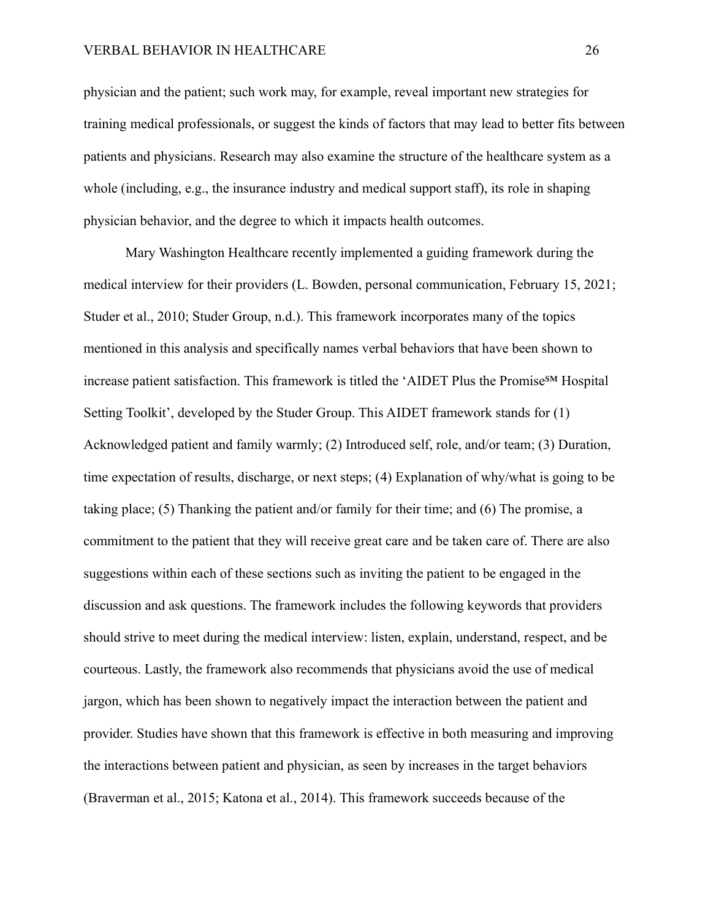physician and the patient; such work may, for example, reveal important new strategies for training medical professionals, or suggest the kinds of factors that may lead to better fits between patients and physicians. Research may also examine the structure of the healthcare system as a whole (including, e.g., the insurance industry and medical support staff), its role in shaping physician behavior, and the degree to which it impacts health outcomes.

Mary Washington Healthcare recently implemented a guiding framework during the medical interview for their providers (L. Bowden, personal communication, February 15, 2021; Studer et al., 2010; Studer Group, n.d.). This framework incorporates many of the topics mentioned in this analysis and specifically names verbal behaviors that have been shown to increase patient satisfaction. This framework is titled the 'AIDET Plus the Promise℠ Hospital Setting Toolkit', developed by the Studer Group. This AIDET framework stands for (1) Acknowledged patient and family warmly; (2) Introduced self, role, and/or team; (3) Duration, time expectation of results, discharge, or next steps; (4) Explanation of why/what is going to be taking place; (5) Thanking the patient and/or family for their time; and (6) The promise, a commitment to the patient that they will receive great care and be taken care of. There are also suggestions within each of these sections such as inviting the patient to be engaged in the discussion and ask questions. The framework includes the following keywords that providers should strive to meet during the medical interview: listen, explain, understand, respect, and be courteous. Lastly, the framework also recommends that physicians avoid the use of medical jargon, which has been shown to negatively impact the interaction between the patient and provider. Studies have shown that this framework is effective in both measuring and improving the interactions between patient and physician, as seen by increases in the target behaviors (Braverman et al., 2015; Katona et al., 2014). This framework succeeds because of the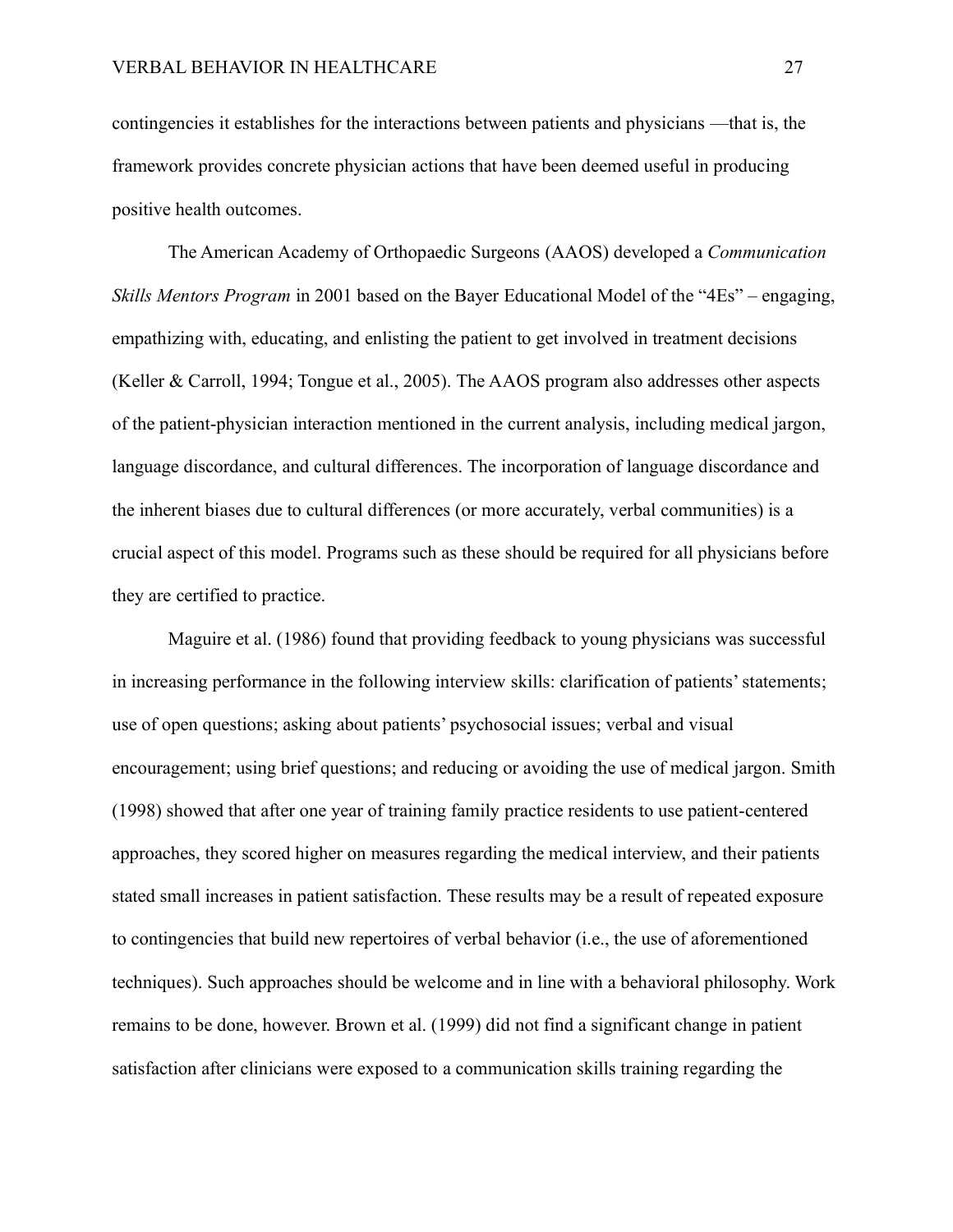contingencies it establishes for the interactions between patients and physicians —that is, the framework provides concrete physician actions that have been deemed useful in producing positive health outcomes.

The American Academy of Orthopaedic Surgeons (AAOS) developed a *Communication Skills Mentors Program* in 2001 based on the Bayer Educational Model of the "4Es" – engaging, empathizing with, educating, and enlisting the patient to get involved in treatment decisions (Keller & Carroll, 1994; Tongue et al., 2005). The AAOS program also addresses other aspects of the patient-physician interaction mentioned in the current analysis, including medical jargon, language discordance, and cultural differences. The incorporation of language discordance and the inherent biases due to cultural differences (or more accurately, verbal communities) is a crucial aspect of this model. Programs such as these should be required for all physicians before they are certified to practice.

Maguire et al. (1986) found that providing feedback to young physicians was successful in increasing performance in the following interview skills: clarification of patients' statements; use of open questions; asking about patients' psychosocial issues; verbal and visual encouragement; using brief questions; and reducing or avoiding the use of medical jargon. Smith (1998) showed that after one year of training family practice residents to use patient-centered approaches, they scored higher on measures regarding the medical interview, and their patients stated small increases in patient satisfaction. These results may be a result of repeated exposure to contingencies that build new repertoires of verbal behavior (i.e., the use of aforementioned techniques). Such approaches should be welcome and in line with a behavioral philosophy. Work remains to be done, however. Brown et al. (1999) did not find a significant change in patient satisfaction after clinicians were exposed to a communication skills training regarding the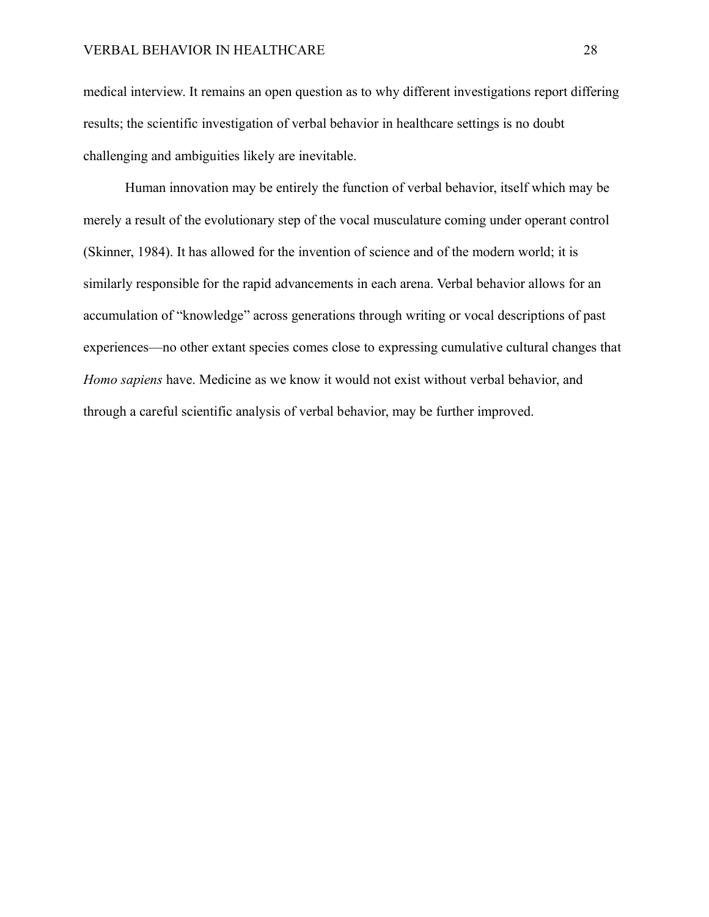medical interview. It remains an open question as to why different investigations report differing results; the scientific investigation of verbal behavior in healthcare settings is no doubt challenging and ambiguities likely are inevitable.

Human innovation may be entirely the function of verbal behavior, itself which may be merely a result of the evolutionary step of the vocal musculature coming under operant control (Skinner, 1984). It has allowed for the invention of science and of the modern world; it is similarly responsible for the rapid advancements in each arena. Verbal behavior allows for an accumulation of "knowledge" across generations through writing or vocal descriptions of past experiences—no other extant species comes close to expressing cumulative cultural changes that *Homo sapiens* have. Medicine as we know it would not exist without verbal behavior, and through a careful scientific analysis of verbal behavior, may be further improved.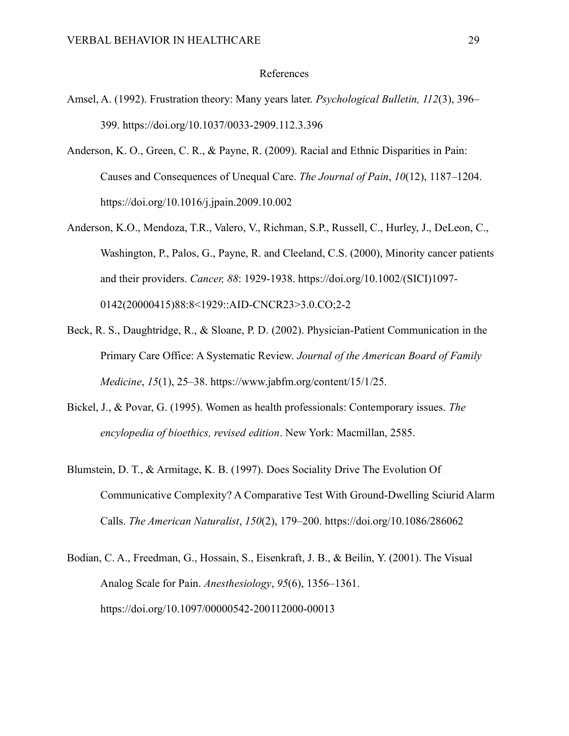# References

Amsel, A. (1992). Frustration theory: Many years later. *Psychological Bulletin, 112*(3), 396–399. https://doi.org/10.1037/0033-2909.112.3.396

Anderson, K. O., Green, C. R., & Payne, R. (2009). Racial and Ethnic Disparities in Pain: Causes and Consequences of Unequal Care. *The Journal of Pain*, *10*(12), 1187–1204. https://doi.org/10.1016/j.jpain.2009.10.002

Anderson, K.O., Mendoza, T.R., Valero, V., Richman, S.P., Russell, C., Hurley, J., DeLeon, C., Washington, P., Palos, G., Payne, R. and Cleeland, C.S. (2000), Minority cancer patients and their providers. *Cancer, 88*: 1929-1938. https://doi.org/10.1002/(SICI)1097-0142(20000415)88:8<1929::AID-CNCR23>3.0.CO;2-2

Beck, R. S., Daughtridge, R., & Sloane, P. D. (2002). Physician-Patient Communication in the Primary Care Office: A Systematic Review. *Journal of the American Board of Family Medicine*, *15*(1), 25–38. https://www.jabfm.org/content/15/1/25.

Bickel, J., & Povar, G. (1995). Women as health professionals: Contemporary issues. *The encylopedia of bioethics, revised edition*. New York: Macmillan, 2585.

Blumstein, D. T., & Armitage, K. B. (1997). Does Sociality Drive The Evolution Of Communicative Complexity? A Comparative Test With Ground-Dwelling Sciurid Alarm Calls. *The American Naturalist*, *150*(2), 179–200. https://doi.org/10.1086/286062

Bodian, C. A., Freedman, G., Hossain, S., Eisenkraft, J. B., & Beilin, Y. (2001). The Visual Analog Scale for Pain. *Anesthesiology*, *95*(6), 1356–1361. https://doi.org/10.1097/00000542-200112000-00013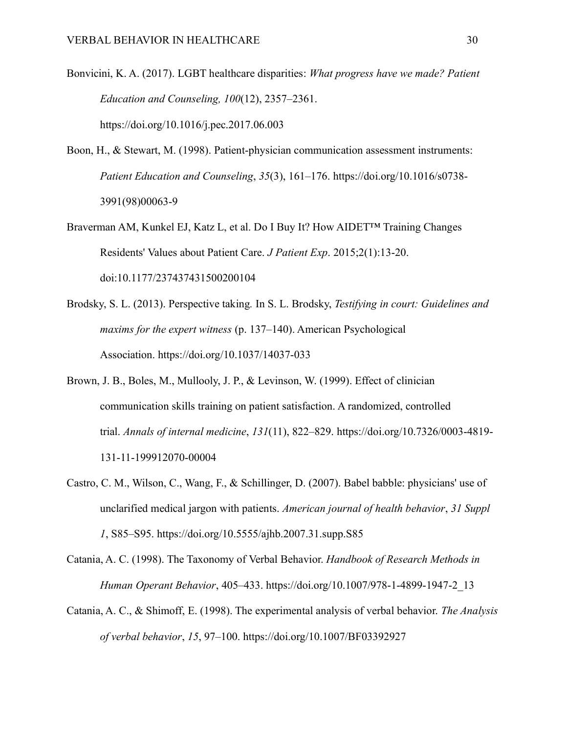Bonvicini, K. A. (2017). LGBT healthcare disparities: *What progress have we made? Patient Education and Counseling, 100*(12), 2357–2361. https://doi.org/10.1016/j.pec.2017.06.003

Boon, H., & Stewart, M. (1998). Patient-physician communication assessment instruments: *Patient Education and Counseling*, *35*(3), 161–176. https://doi.org/10.1016/s0738-3991(98)00063-9

Braverman AM, Kunkel EJ, Katz L, et al. Do I Buy It? How AIDET™ Training Changes Residents' Values about Patient Care. *J Patient Exp*. 2015;2(1):13-20. doi:10.1177/237437431500200104

Brodsky, S. L. (2013). Perspective taking. In S. L. Brodsky, *Testifying in court: Guidelines and maxims for the expert witness* (p. 137–140). American Psychological Association. https://doi.org/10.1037/14037-033

Brown, J. B., Boles, M., Mullooly, J. P., & Levinson, W. (1999). Effect of clinician communication skills training on patient satisfaction. A randomized, controlled trial. *Annals of internal medicine*, *131*(11), 822–829. https://doi.org/10.7326/0003-4819-131-11-199912070-00004

Castro, C. M., Wilson, C., Wang, F., & Schillinger, D. (2007). Babel babble: physicians' use of unclarified medical jargon with patients. *American journal of health behavior*, *31 Suppl 1*, S85–S95. https://doi.org/10.5555/ajhb.2007.31.supp.S85

Catania, A. C. (1998). The Taxonomy of Verbal Behavior. *Handbook of Research Methods in Human Operant Behavior*, 405–433. https://doi.org/10.1007/978-1-4899-1947-2_13

Catania, A. C., & Shimoff, E. (1998). The experimental analysis of verbal behavior. *The Analysis of verbal behavior*, *15*, 97–100. https://doi.org/10.1007/BF03392927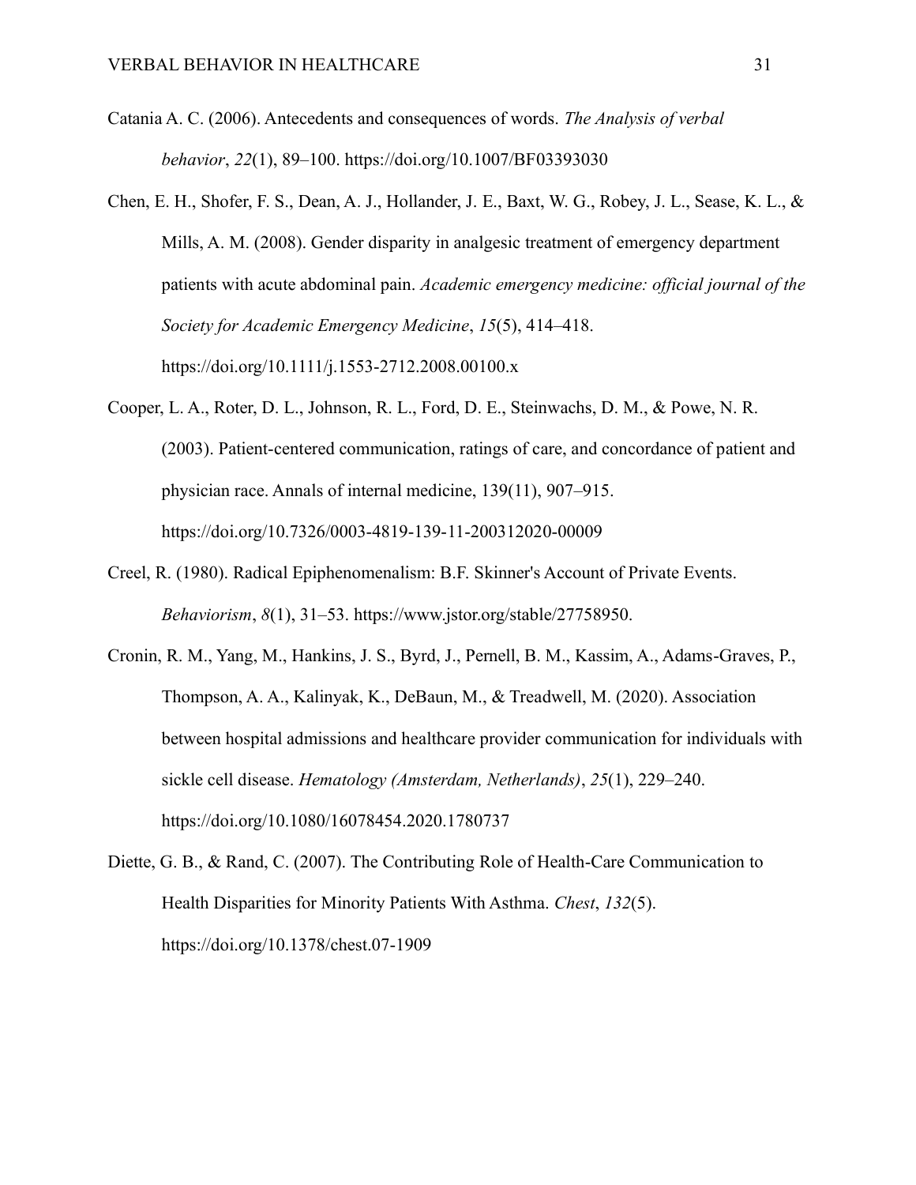Catania A. C. (2006). Antecedents and consequences of words. *The Analysis of verbal behavior*, *22*(1), 89–100. https://doi.org/10.1007/BF03393030

Chen, E. H., Shofer, F. S., Dean, A. J., Hollander, J. E., Baxt, W. G., Robey, J. L., Sease, K. L., & Mills, A. M. (2008). Gender disparity in analgesic treatment of emergency department patients with acute abdominal pain. *Academic emergency medicine: official journal of the Society for Academic Emergency Medicine*, *15*(5), 414–418. https://doi.org/10.1111/j.1553-2712.2008.00100.x

Cooper, L. A., Roter, D. L., Johnson, R. L., Ford, D. E., Steinwachs, D. M., & Powe, N. R. (2003). Patient-centered communication, ratings of care, and concordance of patient and physician race. Annals of internal medicine, 139(11), 907–915. https://doi.org/10.7326/0003-4819-139-11-200312020-00009

Creel, R. (1980). Radical Epiphenomenalism: B.F. Skinner's Account of Private Events. *Behaviorism*, *8*(1), 31–53. https://www.jstor.org/stable/27758950.

Cronin, R. M., Yang, M., Hankins, J. S., Byrd, J., Pernell, B. M., Kassim, A., Adams-Graves, P., Thompson, A. A., Kalinyak, K., DeBaun, M., & Treadwell, M. (2020). Association between hospital admissions and healthcare provider communication for individuals with sickle cell disease. *Hematology (Amsterdam, Netherlands)*, *25*(1), 229–240. https://doi.org/10.1080/16078454.2020.1780737

Diette, G. B., & Rand, C. (2007). The Contributing Role of Health-Care Communication to Health Disparities for Minority Patients With Asthma. *Chest*, *132*(5). https://doi.org/10.1378/chest.07-1909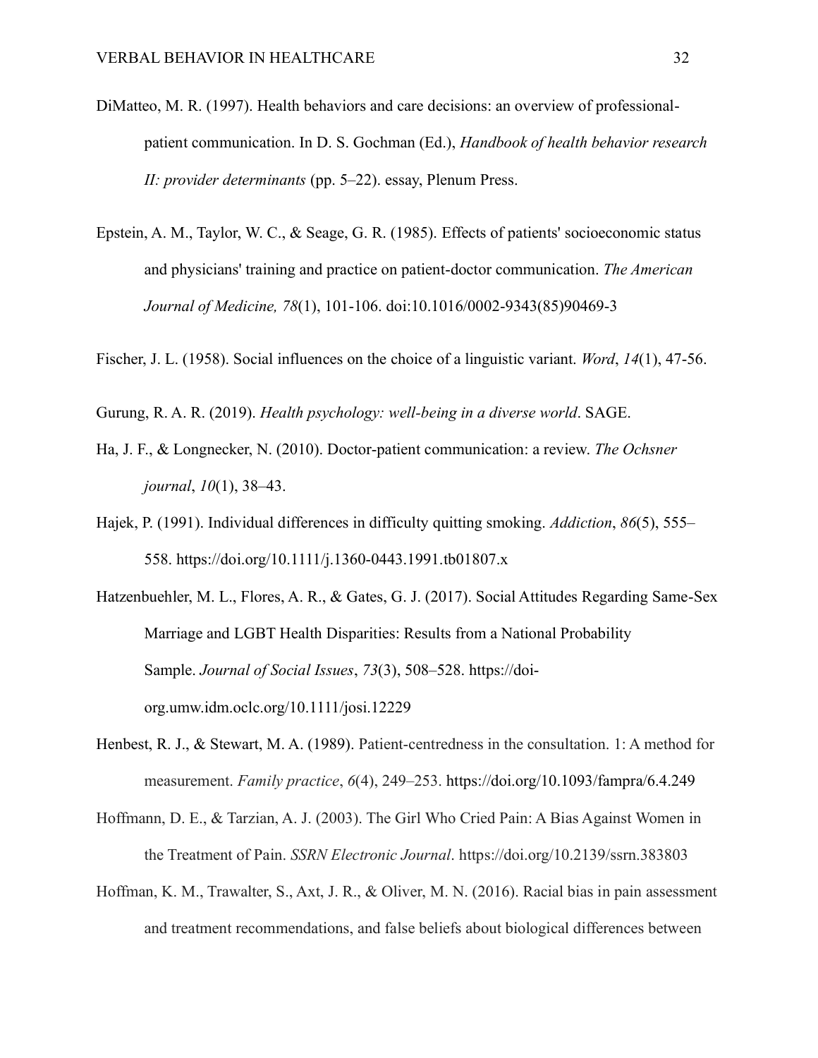DiMatteo, M. R. (1997). Health behaviors and care decisions: an overview of professional-patient communication. In D. S. Gochman (Ed.), *Handbook of health behavior research II: provider determinants* (pp. 5–22). essay, Plenum Press.

Epstein, A. M., Taylor, W. C., & Seage, G. R. (1985). Effects of patients' socioeconomic status and physicians' training and practice on patient-doctor communication. *The American Journal of Medicine, 78*(1), 101-106. doi:10.1016/0002-9343(85)90469-3

Fischer, J. L. (1958). Social influences on the choice of a linguistic variant. *Word*, *14*(1), 47-56.

Gurung, R. A. R. (2019). *Health psychology: well-being in a diverse world*. SAGE.

Ha, J. F., & Longnecker, N. (2010). Doctor-patient communication: a review. *The Ochsner journal*, *10*(1), 38–43.

Hajek, P. (1991). Individual differences in difficulty quitting smoking. *Addiction*, *86*(5), 555–558. https://doi.org/10.1111/j.1360-0443.1991.tb01807.x

Hatzenbuehler, M. L., Flores, A. R., & Gates, G. J. (2017). Social Attitudes Regarding Same-Sex Marriage and LGBT Health Disparities: Results from a National Probability Sample. *Journal of Social Issues*, *73*(3), 508–528. https://doi-org.umw.idm.oclc.org/10.1111/josi.12229

Henbest, R. J., & Stewart, M. A. (1989). Patient-centredness in the consultation. 1: A method for measurement. *Family practice*, *6*(4), 249–253. https://doi.org/10.1093/fampra/6.4.249

Hoffmann, D. E., & Tarzian, A. J. (2003). The Girl Who Cried Pain: A Bias Against Women in the Treatment of Pain. *SSRN Electronic Journal*. https://doi.org/10.2139/ssrn.383803

Hoffman, K. M., Trawalter, S., Axt, J. R., & Oliver, M. N. (2016). Racial bias in pain assessment and treatment recommendations, and false beliefs about biological differences between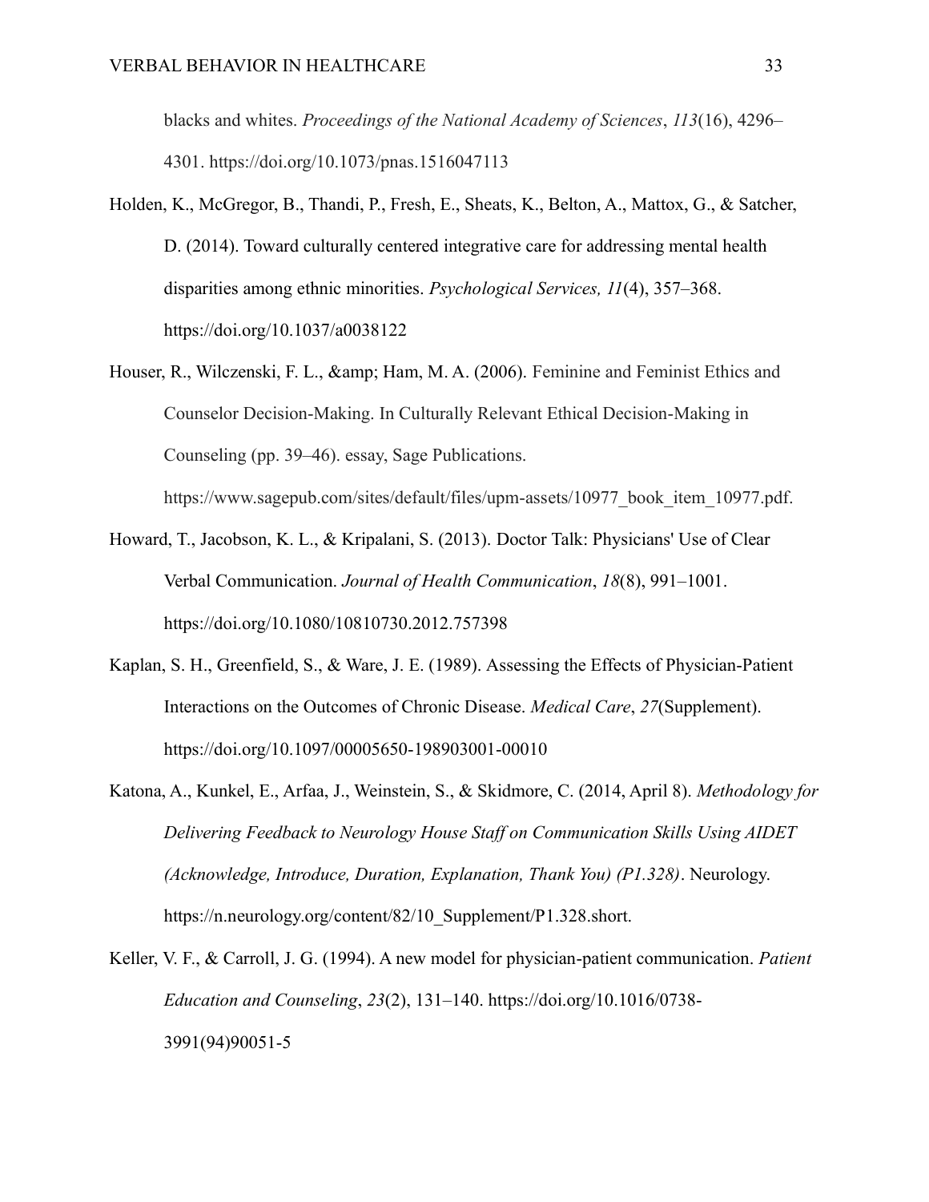blacks and whites. *Proceedings of the National Academy of Sciences*, *113*(16), 4296–4301. https://doi.org/10.1073/pnas.1516047113

Holden, K., McGregor, B., Thandi, P., Fresh, E., Sheats, K., Belton, A., Mattox, G., & Satcher, D. (2014). Toward culturally centered integrative care for addressing mental health disparities among ethnic minorities. *Psychological Services, 11*(4), 357–368. https://doi.org/10.1037/a0038122

Houser, R., Wilczenski, F. L., &amp; Ham, M. A. (2006). Feminine and Feminist Ethics and Counselor Decision-Making. In Culturally Relevant Ethical Decision-Making in Counseling (pp. 39–46). essay, Sage Publications. https://www.sagepub.com/sites/default/files/upm-assets/10977_book_item_10977.pdf.

Howard, T., Jacobson, K. L., & Kripalani, S. (2013). Doctor Talk: Physicians' Use of Clear Verbal Communication. *Journal of Health Communication*, *18*(8), 991–1001. https://doi.org/10.1080/10810730.2012.757398

Kaplan, S. H., Greenfield, S., & Ware, J. E. (1989). Assessing the Effects of Physician-Patient Interactions on the Outcomes of Chronic Disease. *Medical Care*, *27*(Supplement). https://doi.org/10.1097/00005650-198903001-00010

Katona, A., Kunkel, E., Arfaa, J., Weinstein, S., & Skidmore, C. (2014, April 8). *Methodology for Delivering Feedback to Neurology House Staff on Communication Skills Using AIDET (Acknowledge, Introduce, Duration, Explanation, Thank You) (P1.328)*. Neurology. https://n.neurology.org/content/82/10_Supplement/P1.328.short.

Keller, V. F., & Carroll, J. G. (1994). A new model for physician-patient communication. *Patient Education and Counseling*, *23*(2), 131–140. https://doi.org/10.1016/0738-3991(94)90051-5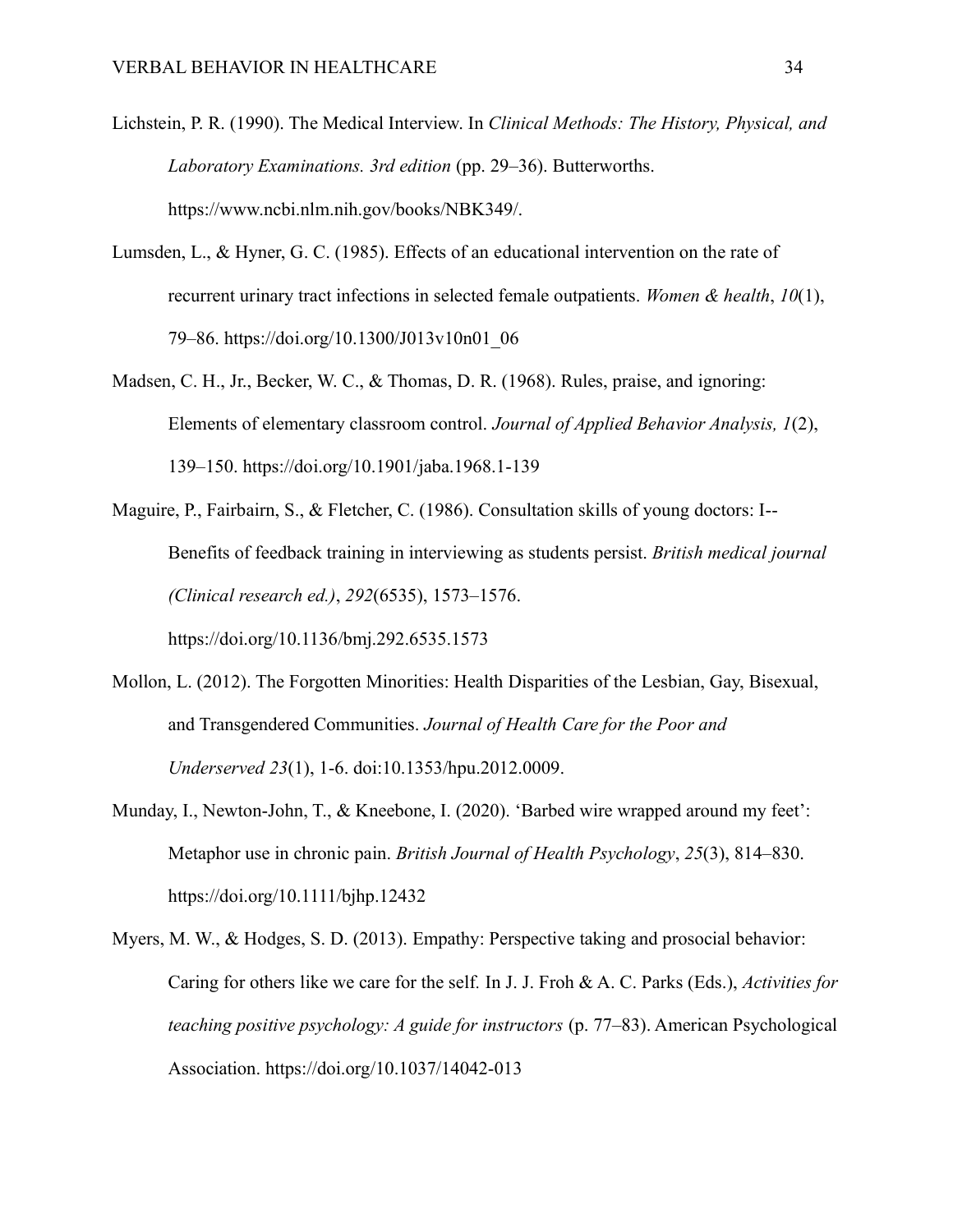Lichstein, P. R. (1990). The Medical Interview. In *Clinical Methods: The History, Physical, and Laboratory Examinations. 3rd edition* (pp. 29–36). Butterworths. https://www.ncbi.nlm.nih.gov/books/NBK349/.

Lumsden, L., & Hyner, G. C. (1985). Effects of an educational intervention on the rate of recurrent urinary tract infections in selected female outpatients. *Women & health*, *10*(1), 79–86. https://doi.org/10.1300/J013v10n01_06

Madsen, C. H., Jr., Becker, W. C., & Thomas, D. R. (1968). Rules, praise, and ignoring: Elements of elementary classroom control. *Journal of Applied Behavior Analysis, 1*(2), 139–150. https://doi.org/10.1901/jaba.1968.1-139

Maguire, P., Fairbairn, S., & Fletcher, C. (1986). Consultation skills of young doctors: I--Benefits of feedback training in interviewing as students persist. *British medical journal (Clinical research ed.)*, *292*(6535), 1573–1576. https://doi.org/10.1136/bmj.292.6535.1573

Mollon, L. (2012). The Forgotten Minorities: Health Disparities of the Lesbian, Gay, Bisexual, and Transgendered Communities. *Journal of Health Care for the Poor and Underserved 23*(1), 1-6. doi:10.1353/hpu.2012.0009.

Munday, I., Newton-John, T., & Kneebone, I. (2020). 'Barbed wire wrapped around my feet': Metaphor use in chronic pain. *British Journal of Health Psychology*, *25*(3), 814–830. https://doi.org/10.1111/bjhp.12432

Myers, M. W., & Hodges, S. D. (2013). Empathy: Perspective taking and prosocial behavior: Caring for others like we care for the self. In J. J. Froh & A. C. Parks (Eds.), *Activities for teaching positive psychology: A guide for instructors* (p. 77–83). American Psychological Association. https://doi.org/10.1037/14042-013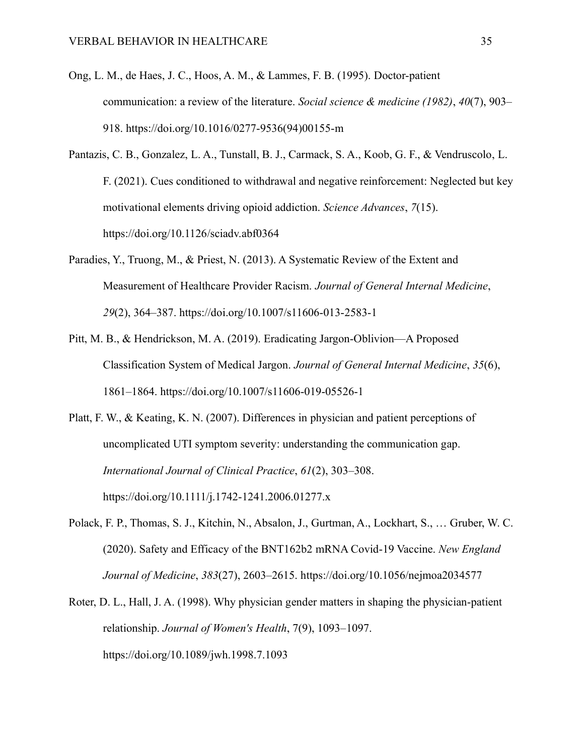Ong, L. M., de Haes, J. C., Hoos, A. M., & Lammes, F. B. (1995). Doctor-patient communication: a review of the literature. *Social science & medicine (1982)*, *40*(7), 903–918. https://doi.org/10.1016/0277-9536(94)00155-m

Pantazis, C. B., Gonzalez, L. A., Tunstall, B. J., Carmack, S. A., Koob, G. F., & Vendruscolo, L. F. (2021). Cues conditioned to withdrawal and negative reinforcement: Neglected but key motivational elements driving opioid addiction. *Science Advances*, *7*(15). https://doi.org/10.1126/sciadv.abf0364

Paradies, Y., Truong, M., & Priest, N. (2013). A Systematic Review of the Extent and Measurement of Healthcare Provider Racism. *Journal of General Internal Medicine*, *29*(2), 364–387. https://doi.org/10.1007/s11606-013-2583-1

Pitt, M. B., & Hendrickson, M. A. (2019). Eradicating Jargon-Oblivion—A Proposed Classification System of Medical Jargon. *Journal of General Internal Medicine*, *35*(6), 1861–1864. https://doi.org/10.1007/s11606-019-05526-1

Platt, F. W., & Keating, K. N. (2007). Differences in physician and patient perceptions of uncomplicated UTI symptom severity: understanding the communication gap. *International Journal of Clinical Practice*, *61*(2), 303–308. https://doi.org/10.1111/j.1742-1241.2006.01277.x

Polack, F. P., Thomas, S. J., Kitchin, N., Absalon, J., Gurtman, A., Lockhart, S., … Gruber, W. C. (2020). Safety and Efficacy of the BNT162b2 mRNA Covid-19 Vaccine. *New England Journal of Medicine*, *383*(27), 2603–2615. https://doi.org/10.1056/nejmoa2034577

Roter, D. L., Hall, J. A. (1998). Why physician gender matters in shaping the physician-patient relationship. *Journal of Women's Health*, 7(9), 1093–1097. https://doi.org/10.1089/jwh.1998.7.1093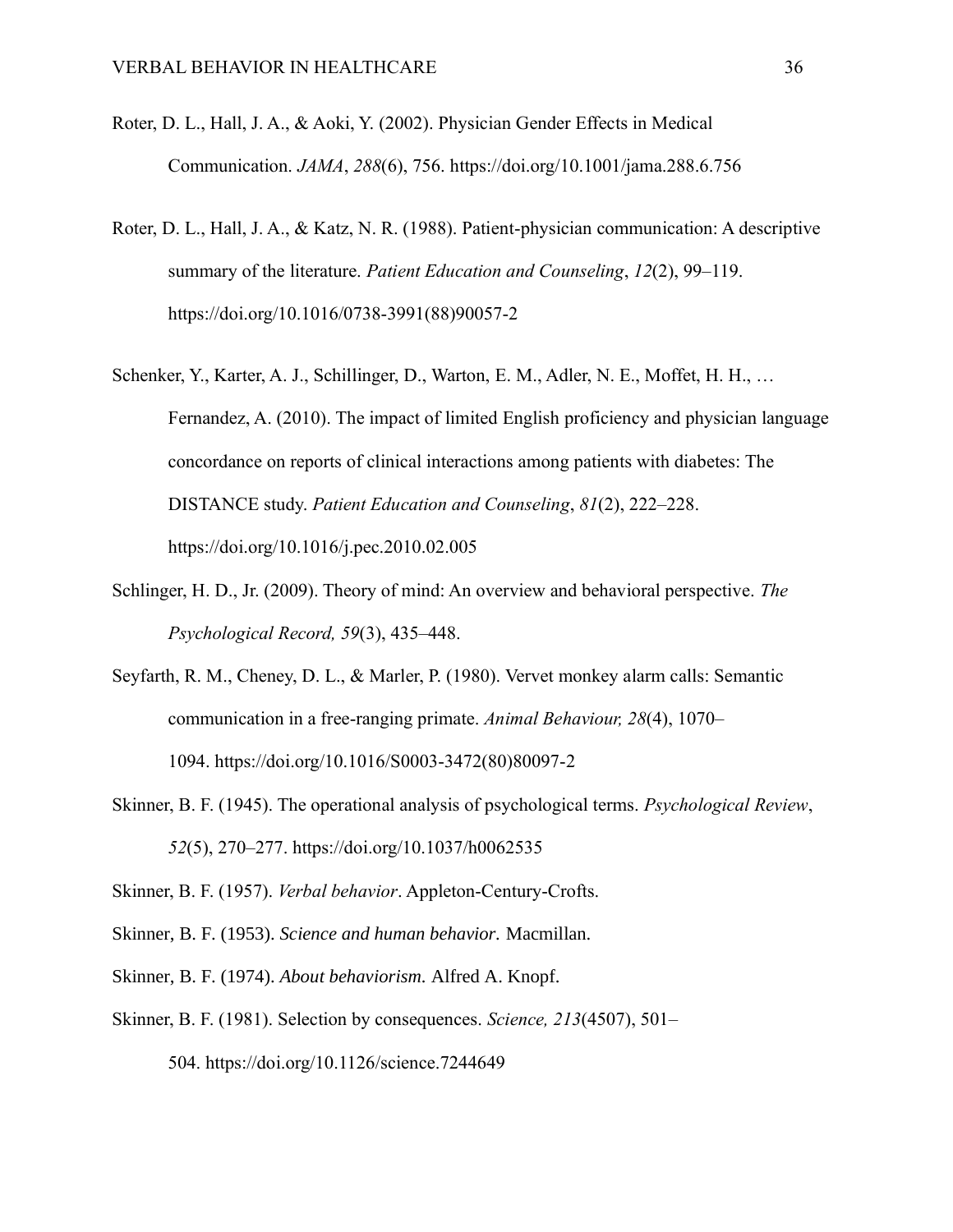Roter, D. L., Hall, J. A., & Aoki, Y. (2002). Physician Gender Effects in Medical Communication. *JAMA*, *288*(6), 756. https://doi.org/10.1001/jama.288.6.756

Roter, D. L., Hall, J. A., & Katz, N. R. (1988). Patient-physician communication: A descriptive summary of the literature. *Patient Education and Counseling*, *12*(2), 99–119. https://doi.org/10.1016/0738-3991(88)90057-2

Schenker, Y., Karter, A. J., Schillinger, D., Warton, E. M., Adler, N. E., Moffet, H. H., … Fernandez, A. (2010). The impact of limited English proficiency and physician language concordance on reports of clinical interactions among patients with diabetes: The DISTANCE study. *Patient Education and Counseling*, *81*(2), 222–228. https://doi.org/10.1016/j.pec.2010.02.005

Schlinger, H. D., Jr. (2009). Theory of mind: An overview and behavioral perspective. *The Psychological Record, 59*(3), 435–448.

Seyfarth, R. M., Cheney, D. L., & Marler, P. (1980). Vervet monkey alarm calls: Semantic communication in a free-ranging primate. *Animal Behaviour, 28*(4), 1070–1094. https://doi.org/10.1016/S0003-3472(80)80097-2

Skinner, B. F. (1945). The operational analysis of psychological terms. *Psychological Review*, *52*(5), 270–277. https://doi.org/10.1037/h0062535

Skinner, B. F. (1957). *Verbal behavior*. Appleton-Century-Crofts.

Skinner, B. F. (1953). *Science and human behavior.* Macmillan.

Skinner, B. F. (1974). *About behaviorism.* Alfred A. Knopf.

Skinner, B. F. (1981). Selection by consequences. *Science, 213*(4507), 501–504. https://doi.org/10.1126/science.7244649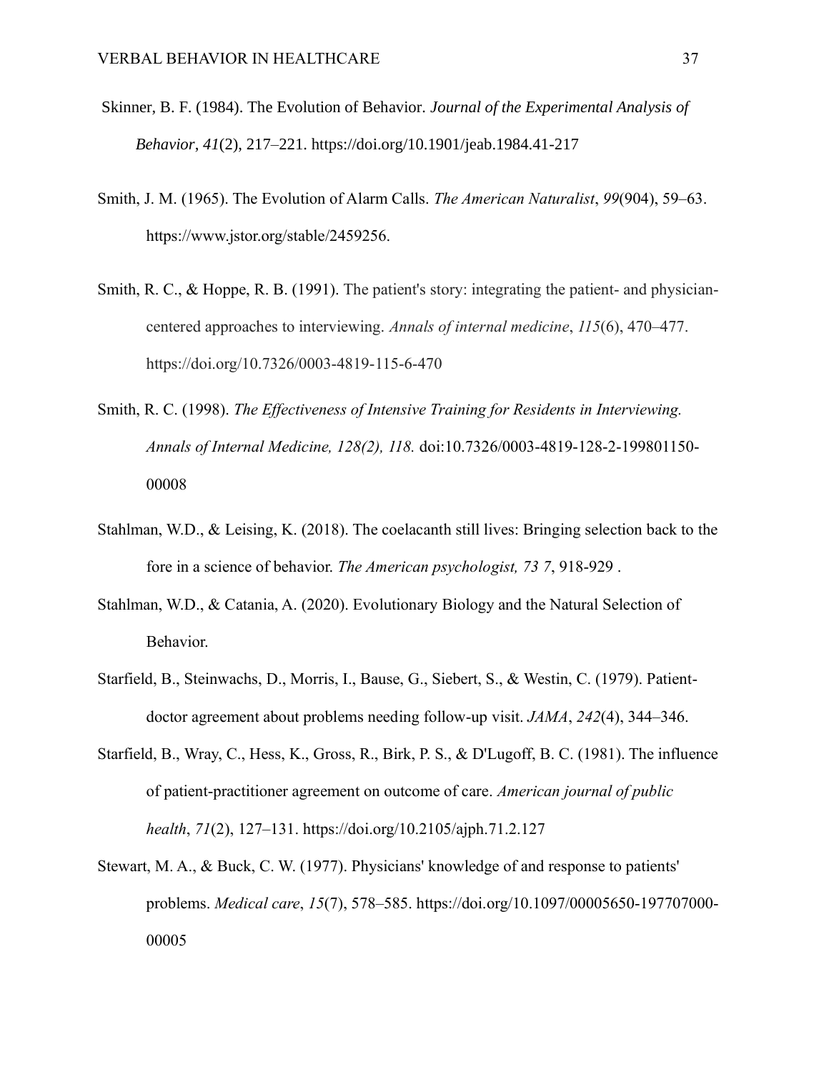Skinner, B. F. (1984). The Evolution of Behavior. *Journal of the Experimental Analysis of Behavior*, *41*(2), 217–221. https://doi.org/10.1901/jeab.1984.41-217

Smith, J. M. (1965). The Evolution of Alarm Calls. *The American Naturalist*, *99*(904), 59–63. https://www.jstor.org/stable/2459256.

Smith, R. C., & Hoppe, R. B. (1991). The patient's story: integrating the patient- and physician-centered approaches to interviewing. *Annals of internal medicine*, *115*(6), 470–477. https://doi.org/10.7326/0003-4819-115-6-470

Smith, R. C. (1998). *The Effectiveness of Intensive Training for Residents in Interviewing. Annals of Internal Medicine, 128(2), 118.* doi:10.7326/0003-4819-128-2-199801150-00008

Stahlman, W.D., & Leising, K. (2018). The coelacanth still lives: Bringing selection back to the fore in a science of behavior. *The American psychologist, 73 7*, 918-929 .

Stahlman, W.D., & Catania, A. (2020). Evolutionary Biology and the Natural Selection of Behavior.

Starfield, B., Steinwachs, D., Morris, I., Bause, G., Siebert, S., & Westin, C. (1979). Patient-doctor agreement about problems needing follow-up visit. *JAMA*, *242*(4), 344–346.

Starfield, B., Wray, C., Hess, K., Gross, R., Birk, P. S., & D'Lugoff, B. C. (1981). The influence of patient-practitioner agreement on outcome of care. *American journal of public health*, *71*(2), 127–131. https://doi.org/10.2105/ajph.71.2.127

Stewart, M. A., & Buck, C. W. (1977). Physicians' knowledge of and response to patients' problems. *Medical care*, *15*(7), 578–585. https://doi.org/10.1097/00005650-197707000-00005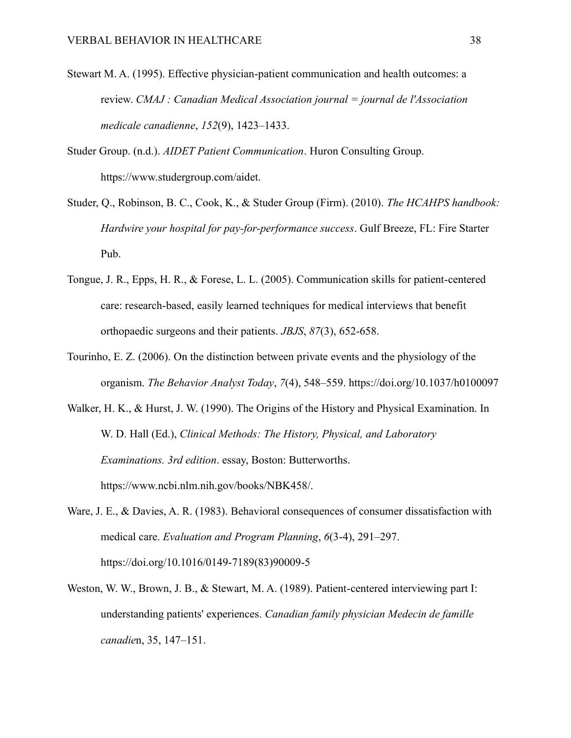Stewart M. A. (1995). Effective physician-patient communication and health outcomes: a review. *CMAJ : Canadian Medical Association journal = journal de l'Association medicale canadienne*, *152*(9), 1423–1433.

Studer Group. (n.d.). *AIDET Patient Communication*. Huron Consulting Group. https://www.studergroup.com/aidet.

Studer, Q., Robinson, B. C., Cook, K., & Studer Group (Firm). (2010). *The HCAHPS handbook: Hardwire your hospital for pay-for-performance success*. Gulf Breeze, FL: Fire Starter Pub.

Tongue, J. R., Epps, H. R., & Forese, L. L. (2005). Communication skills for patient-centered care: research-based, easily learned techniques for medical interviews that benefit orthopaedic surgeons and their patients. *JBJS*, *87*(3), 652-658.

Tourinho, E. Z. (2006). On the distinction between private events and the physiology of the organism. *The Behavior Analyst Today*, *7*(4), 548–559. https://doi.org/10.1037/h0100097

Walker, H. K., & Hurst, J. W. (1990). The Origins of the History and Physical Examination. In W. D. Hall (Ed.), *Clinical Methods: The History, Physical, and Laboratory Examinations. 3rd edition*. essay, Boston: Butterworths. https://www.ncbi.nlm.nih.gov/books/NBK458/.

Ware, J. E., & Davies, A. R. (1983). Behavioral consequences of consumer dissatisfaction with medical care. *Evaluation and Program Planning*, *6*(3-4), 291–297. https://doi.org/10.1016/0149-7189(83)90009-5

Weston, W. W., Brown, J. B., & Stewart, M. A. (1989). Patient-centered interviewing part I: understanding patients' experiences. *Canadian family physician Medecin de famille canadie*n, 35, 147–151.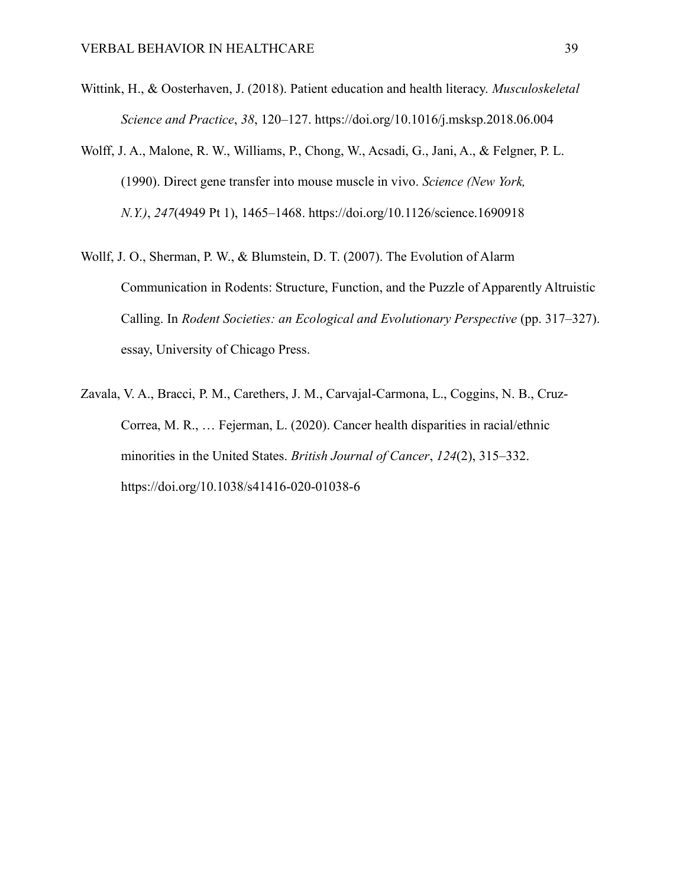Wittink, H., & Oosterhaven, J. (2018). Patient education and health literacy. *Musculoskeletal Science and Practice*, *38*, 120–127. https://doi.org/10.1016/j.msksp.2018.06.004

Wolff, J. A., Malone, R. W., Williams, P., Chong, W., Acsadi, G., Jani, A., & Felgner, P. L. (1990). Direct gene transfer into mouse muscle in vivo. *Science (New York, N.Y.)*, *247*(4949 Pt 1), 1465–1468. https://doi.org/10.1126/science.1690918

Wollf, J. O., Sherman, P. W., & Blumstein, D. T. (2007). The Evolution of Alarm Communication in Rodents: Structure, Function, and the Puzzle of Apparently Altruistic Calling. In *Rodent Societies: an Ecological and Evolutionary Perspective* (pp. 317–327). essay, University of Chicago Press.

Zavala, V. A., Bracci, P. M., Carethers, J. M., Carvajal-Carmona, L., Coggins, N. B., Cruz-Correa, M. R., … Fejerman, L. (2020). Cancer health disparities in racial/ethnic minorities in the United States. *British Journal of Cancer*, *124*(2), 315–332. https://doi.org/10.1038/s41416-020-01038-6